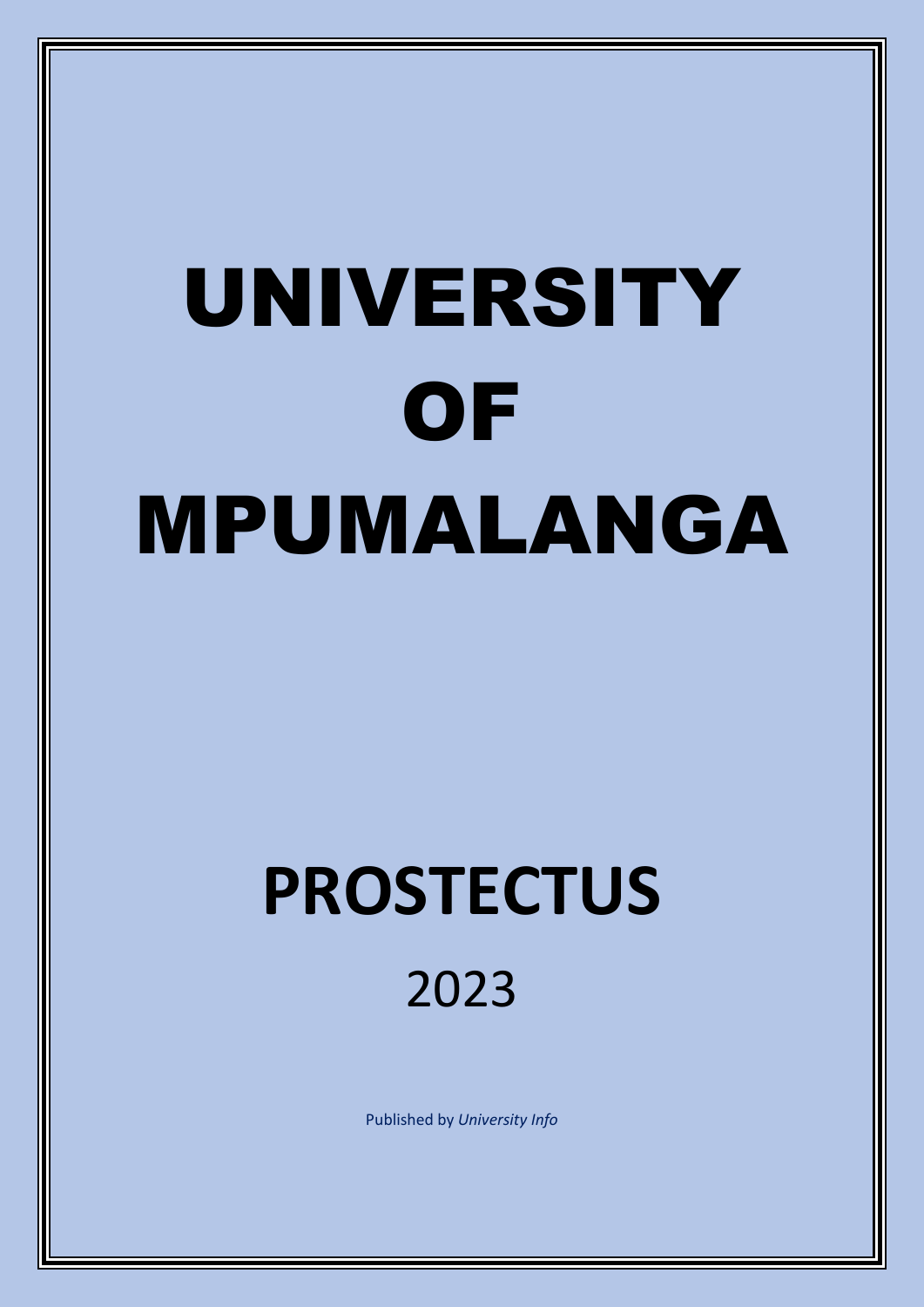# UNIVERSITY OF MPUMALANGA

# PROSTECTUS

2023

Published by *University Info*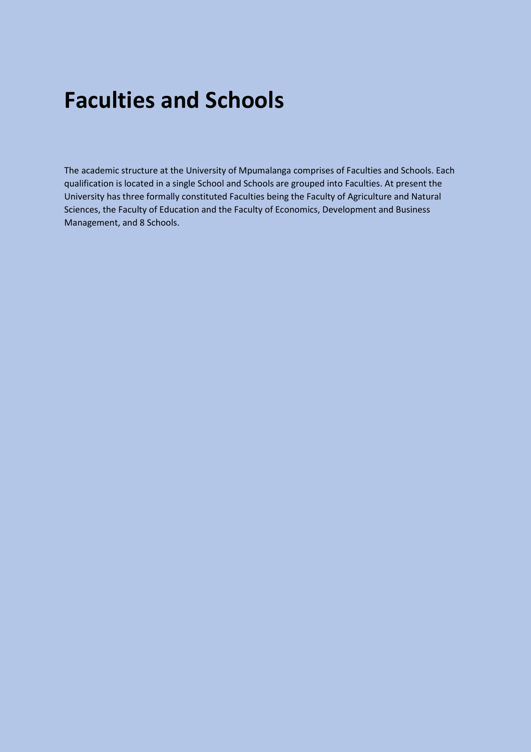# Faculties and Schools

The academic structure at the University of Mpumalanga comprises of Faculties and Schools. Each qualification is located in a single School and Schools are grouped into Faculties. At present the University has three formally constituted Faculties being the Faculty of Agriculture and Natural Sciences, the Faculty of Education and the Faculty of Economics, Development and Business Management, and 8 Schools.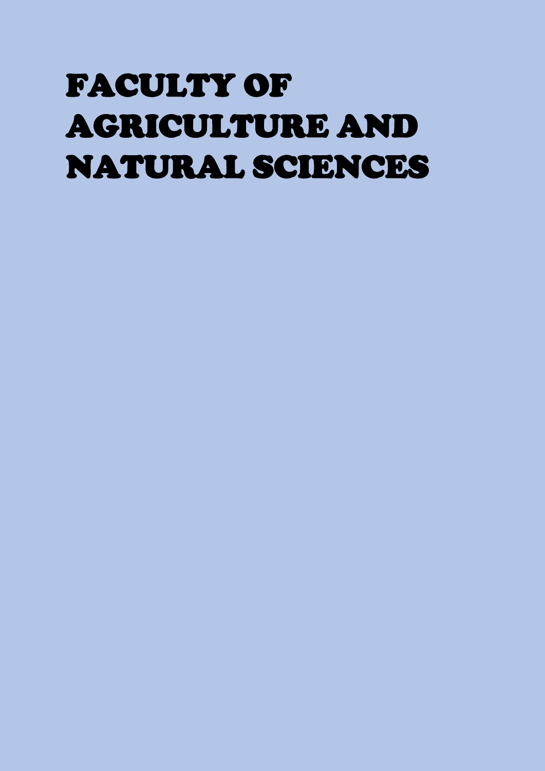# FACULTY OF AGRICULTURE AND NATURAL SCIENCES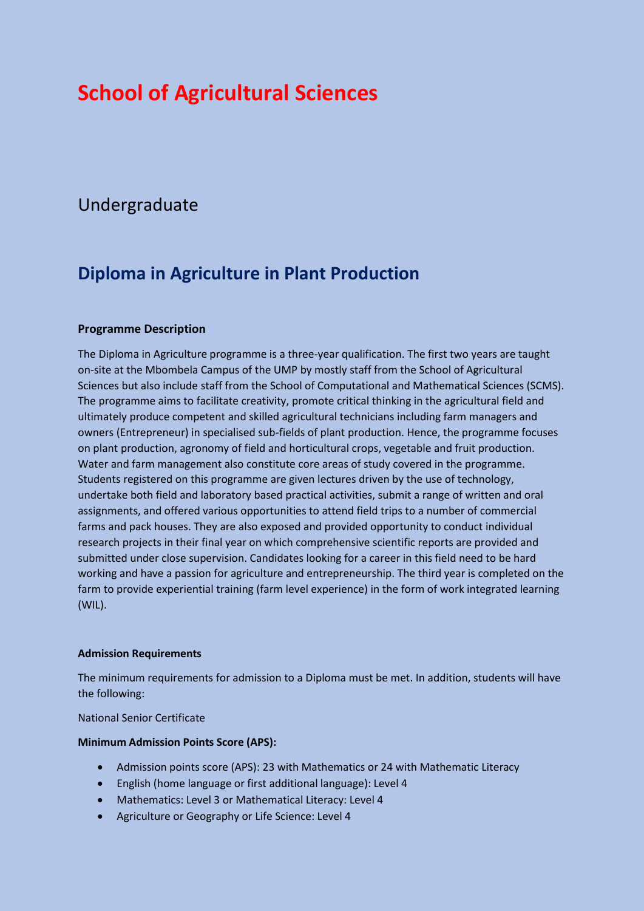# School of Agricultural Sciences

## Undergraduate

## Diploma in Agriculture in Plant Production

**Programme Description**

The Diploma in Agriculture programme is a three-year qualification. The first two years are taught on-site at the Mbombela Campus of the UMP by mostly staff from the School of Agricultural Sciences but also include staff from the School of Computational and Mathematical Sciences (SCMS). The programme aims to facilitate creativity, promote critical thinking in the agricultural field and ultimately produce competent and skilled agricultural technicians including farm managers and owners (Entrepreneur) in specialised sub-fields of plant production. Hence, the programme focuses on plant production, agronomy of field and horticultural crops, vegetable and fruit production. Water and farm management also constitute core areas of study covered in the programme. Students registered on this programme are given lectures driven by the use of technology, undertake both field and laboratory based practical activities, submit a range of written and oral assignments, and offered various opportunities to attend field trips to a number of commercial farms and pack houses. They are also exposed and provided opportunity to conduct individual research projects in their final year on which comprehensive scientific reports are provided and submitted under close supervision. Candidates looking for a career in this field need to be hard working and have a passion for agriculture and entrepreneurship. The third year is completed on the farm to provide experiential training (farm level experience) in the form of work integrated learning (WIL).

**Admission Requirements**

The minimum requirements for admission to a Diploma must be met. In addition, students will have the following:

National Senior Certificate

**Minimum Admission Points Score (APS):**

- Admission points score (APS): 23 with Mathematics or 24 with Mathematic Literacy
- English (home language or first additional language): Level 4
- Mathematics: Level 3 or Mathematical Literacy: Level 4
- Agriculture or Geography or Life Science: Level 4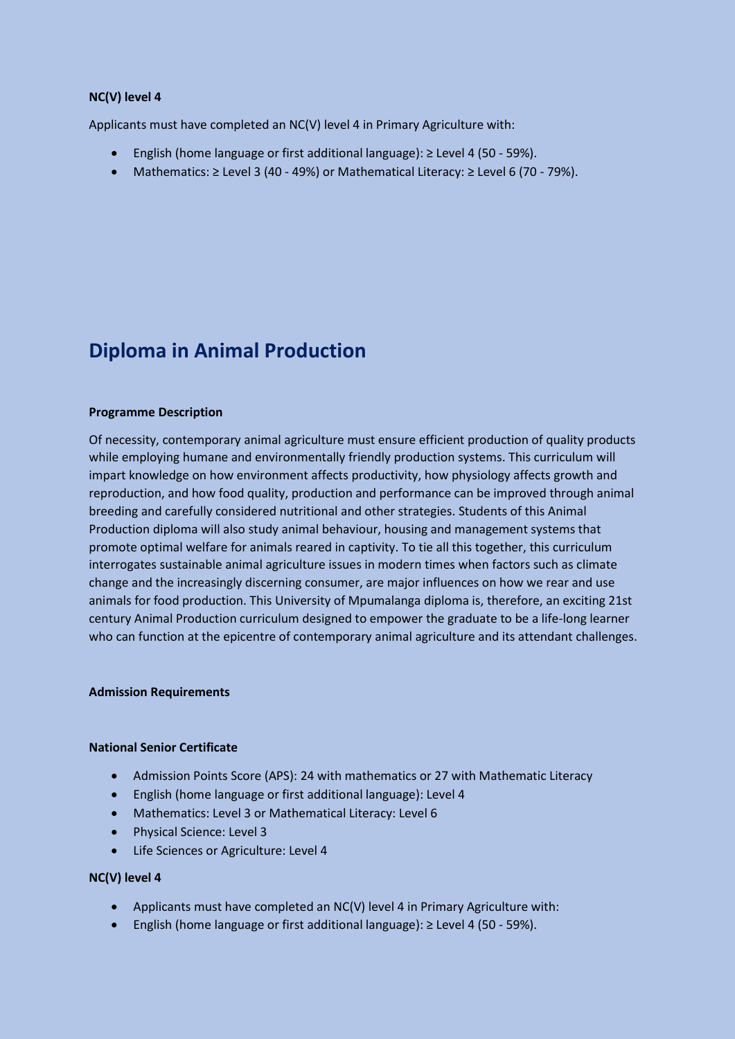**NC(V) level 4**

Applicants must have completed an NC(V) level 4 in Primary Agriculture with:

- English (home language or first additional language): ≥ Level 4 (50 - 59%).
- Mathematics: ≥ Level 3 (40 - 49%) or Mathematical Literacy: ≥ Level 6 (70 - 79%).

## Diploma in Animal Production

**Programme Description**

Of necessity, contemporary animal agriculture must ensure efficient production of quality products while employing humane and environmentally friendly production systems. This curriculum will impart knowledge on how environment affects productivity, how physiology affects growth and reproduction, and how food quality, production and performance can be improved through animal breeding and carefully considered nutritional and other strategies. Students of this Animal Production diploma will also study animal behaviour, housing and management systems that promote optimal welfare for animals reared in captivity. To tie all this together, this curriculum interrogates sustainable animal agriculture issues in modern times when factors such as climate change and the increasingly discerning consumer, are major influences on how we rear and use animals for food production. This University of Mpumalanga diploma is, therefore, an exciting 21st century Animal Production curriculum designed to empower the graduate to be a life-long learner who can function at the epicentre of contemporary animal agriculture and its attendant challenges.

**Admission Requirements**

**National Senior Certificate**

- Admission Points Score (APS): 24 with mathematics or 27 with Mathematic Literacy
- English (home language or first additional language): Level 4
- Mathematics: Level 3 or Mathematical Literacy: Level 6
- Physical Science: Level 3
- Life Sciences or Agriculture: Level 4

**NC(V) level 4**

- Applicants must have completed an NC(V) level 4 in Primary Agriculture with:
- English (home language or first additional language): ≥ Level 4 (50 - 59%).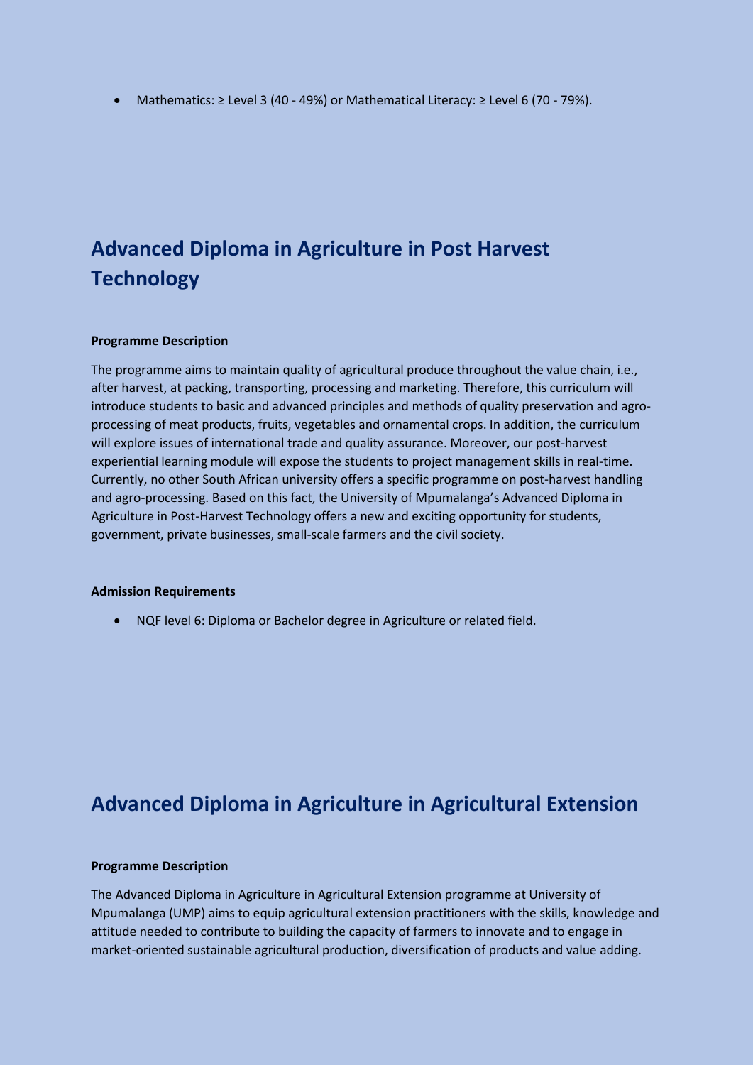- Mathematics: ≥ Level 3 (40 - 49%) or Mathematical Literacy: ≥ Level 6 (70 - 79%).

## Advanced Diploma in Agriculture in Post Harvest Technology

**Programme Description**

The programme aims to maintain quality of agricultural produce throughout the value chain, i.e., after harvest, at packing, transporting, processing and marketing. Therefore, this curriculum will introduce students to basic and advanced principles and methods of quality preservation and agro-processing of meat products, fruits, vegetables and ornamental crops. In addition, the curriculum will explore issues of international trade and quality assurance. Moreover, our post-harvest experiential learning module will expose the students to project management skills in real-time. Currently, no other South African university offers a specific programme on post-harvest handling and agro-processing. Based on this fact, the University of Mpumalanga's Advanced Diploma in Agriculture in Post-Harvest Technology offers a new and exciting opportunity for students, government, private businesses, small-scale farmers and the civil society.

**Admission Requirements**

- NQF level 6: Diploma or Bachelor degree in Agriculture or related field.

## Advanced Diploma in Agriculture in Agricultural Extension

**Programme Description**

The Advanced Diploma in Agriculture in Agricultural Extension programme at University of Mpumalanga (UMP) aims to equip agricultural extension practitioners with the skills, knowledge and attitude needed to contribute to building the capacity of farmers to innovate and to engage in market-oriented sustainable agricultural production, diversification of products and value adding.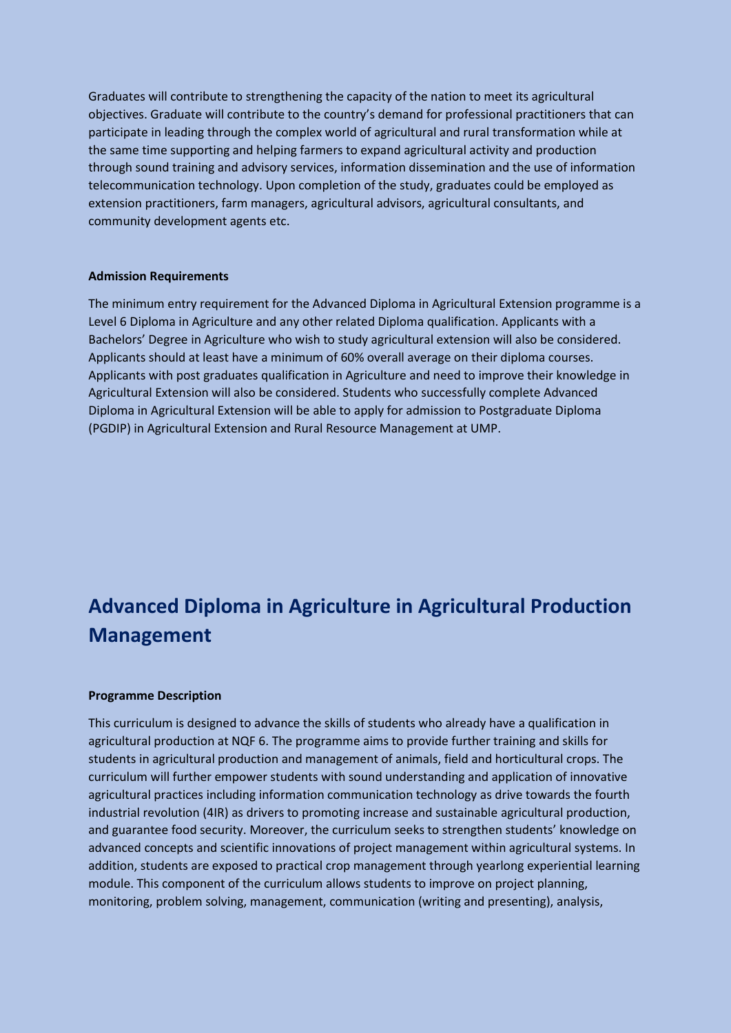Graduates will contribute to strengthening the capacity of the nation to meet its agricultural objectives. Graduate will contribute to the country's demand for professional practitioners that can participate in leading through the complex world of agricultural and rural transformation while at the same time supporting and helping farmers to expand agricultural activity and production through sound training and advisory services, information dissemination and the use of information telecommunication technology. Upon completion of the study, graduates could be employed as extension practitioners, farm managers, agricultural advisors, agricultural consultants, and community development agents etc.

**Admission Requirements**

The minimum entry requirement for the Advanced Diploma in Agricultural Extension programme is a Level 6 Diploma in Agriculture and any other related Diploma qualification. Applicants with a Bachelors' Degree in Agriculture who wish to study agricultural extension will also be considered. Applicants should at least have a minimum of 60% overall average on their diploma courses. Applicants with post graduates qualification in Agriculture and need to improve their knowledge in Agricultural Extension will also be considered. Students who successfully complete Advanced Diploma in Agricultural Extension will be able to apply for admission to Postgraduate Diploma (PGDIP) in Agricultural Extension and Rural Resource Management at UMP.

## Advanced Diploma in Agriculture in Agricultural Production Management

**Programme Description**

This curriculum is designed to advance the skills of students who already have a qualification in agricultural production at NQF 6. The programme aims to provide further training and skills for students in agricultural production and management of animals, field and horticultural crops. The curriculum will further empower students with sound understanding and application of innovative agricultural practices including information communication technology as drive towards the fourth industrial revolution (4IR) as drivers to promoting increase and sustainable agricultural production, and guarantee food security. Moreover, the curriculum seeks to strengthen students' knowledge on advanced concepts and scientific innovations of project management within agricultural systems. In addition, students are exposed to practical crop management through yearlong experiential learning module. This component of the curriculum allows students to improve on project planning, monitoring, problem solving, management, communication (writing and presenting), analysis,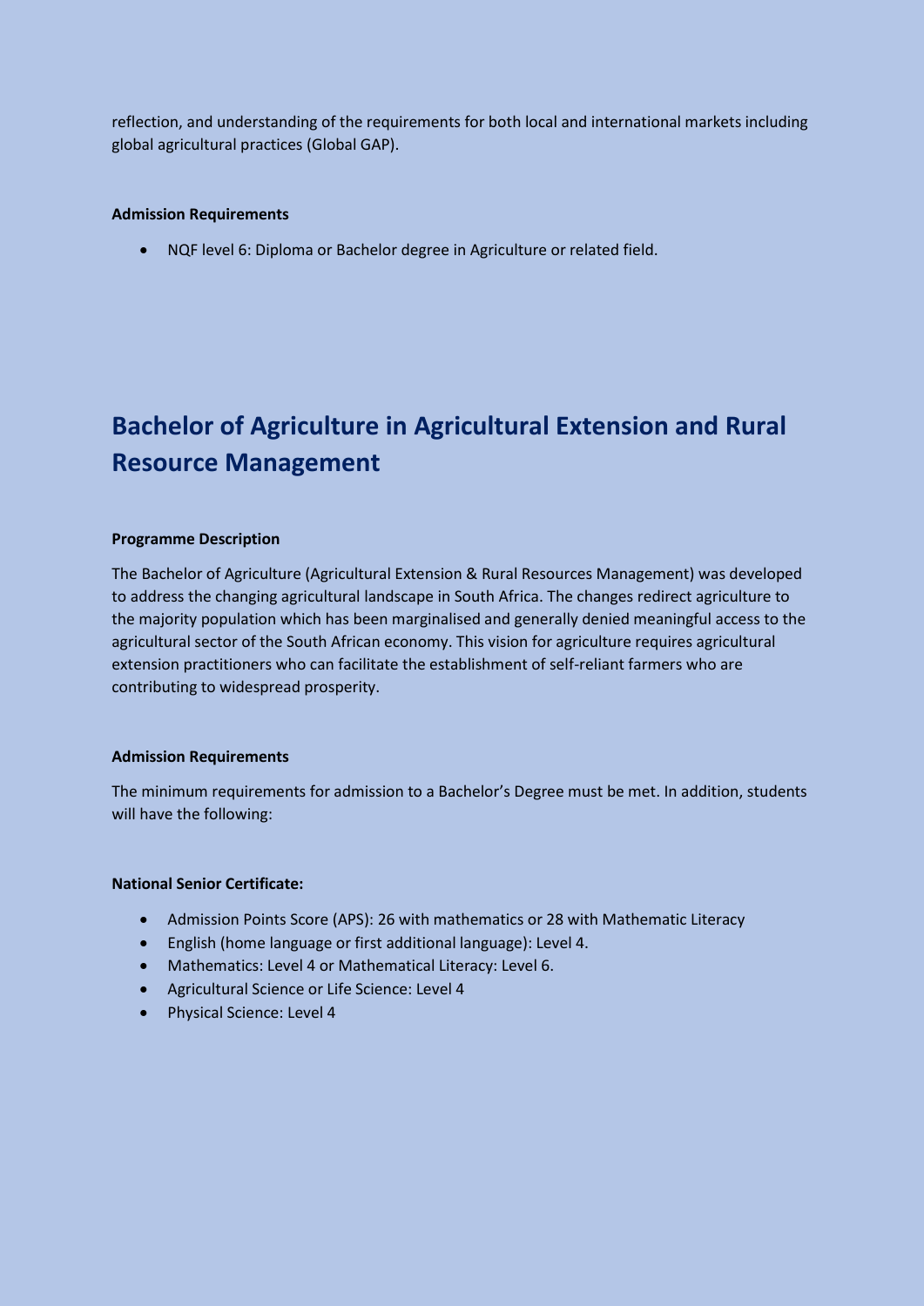reflection, and understanding of the requirements for both local and international markets including global agricultural practices (Global GAP).

**Admission Requirements**

- NQF level 6: Diploma or Bachelor degree in Agriculture or related field.

# Bachelor of Agriculture in Agricultural Extension and Rural Resource Management

**Programme Description**

The Bachelor of Agriculture (Agricultural Extension & Rural Resources Management) was developed to address the changing agricultural landscape in South Africa. The changes redirect agriculture to the majority population which has been marginalised and generally denied meaningful access to the agricultural sector of the South African economy. This vision for agriculture requires agricultural extension practitioners who can facilitate the establishment of self-reliant farmers who are contributing to widespread prosperity.

**Admission Requirements**

The minimum requirements for admission to a Bachelor's Degree must be met. In addition, students will have the following:

**National Senior Certificate:**

- Admission Points Score (APS): 26 with mathematics or 28 with Mathematic Literacy
- English (home language or first additional language): Level 4.
- Mathematics: Level 4 or Mathematical Literacy: Level 6.
- Agricultural Science or Life Science: Level 4
- Physical Science: Level 4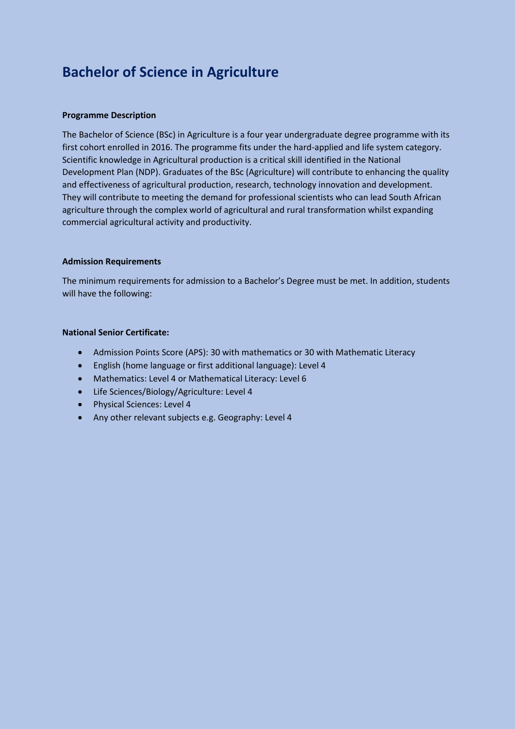# Bachelor of Science in Agriculture

**Programme Description**

The Bachelor of Science (BSc) in Agriculture is a four year undergraduate degree programme with its first cohort enrolled in 2016. The programme fits under the hard-applied and life system category. Scientific knowledge in Agricultural production is a critical skill identified in the National Development Plan (NDP). Graduates of the BSc (Agriculture) will contribute to enhancing the quality and effectiveness of agricultural production, research, technology innovation and development. They will contribute to meeting the demand for professional scientists who can lead South African agriculture through the complex world of agricultural and rural transformation whilst expanding commercial agricultural activity and productivity.

**Admission Requirements**

The minimum requirements for admission to a Bachelor's Degree must be met. In addition, students will have the following:

**National Senior Certificate:**

- Admission Points Score (APS): 30 with mathematics or 30 with Mathematic Literacy
- English (home language or first additional language): Level 4
- Mathematics: Level 4 or Mathematical Literacy: Level 6
- Life Sciences/Biology/Agriculture: Level 4
- Physical Sciences: Level 4
- Any other relevant subjects e.g. Geography: Level 4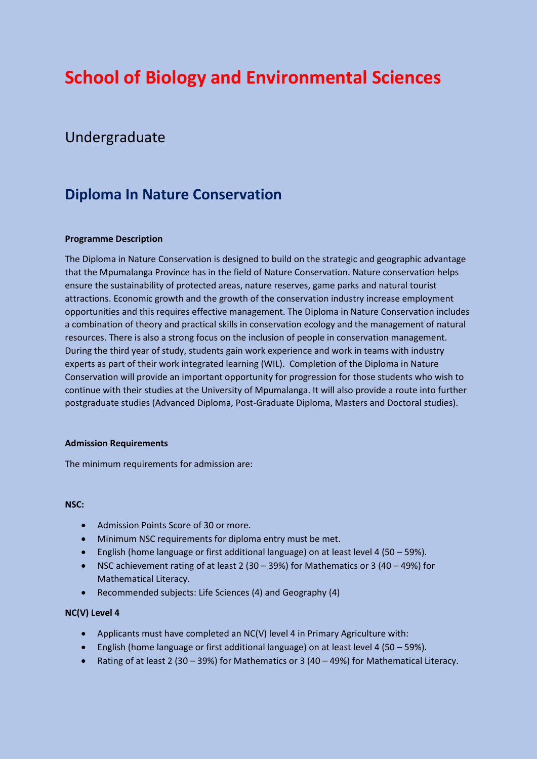# School of Biology and Environmental Sciences

## Undergraduate

## Diploma In Nature Conservation

**Programme Description**

The Diploma in Nature Conservation is designed to build on the strategic and geographic advantage that the Mpumalanga Province has in the field of Nature Conservation. Nature conservation helps ensure the sustainability of protected areas, nature reserves, game parks and natural tourist attractions. Economic growth and the growth of the conservation industry increase employment opportunities and this requires effective management. The Diploma in Nature Conservation includes a combination of theory and practical skills in conservation ecology and the management of natural resources. There is also a strong focus on the inclusion of people in conservation management. During the third year of study, students gain work experience and work in teams with industry experts as part of their work integrated learning (WIL). Completion of the Diploma in Nature Conservation will provide an important opportunity for progression for those students who wish to continue with their studies at the University of Mpumalanga. It will also provide a route into further postgraduate studies (Advanced Diploma, Post-Graduate Diploma, Masters and Doctoral studies).

**Admission Requirements**

The minimum requirements for admission are:

**NSC:**

- Admission Points Score of 30 or more.
- Minimum NSC requirements for diploma entry must be met.
- English (home language or first additional language) on at least level 4 (50 – 59%).
- NSC achievement rating of at least 2 (30 – 39%) for Mathematics or 3 (40 – 49%) for Mathematical Literacy.
- Recommended subjects: Life Sciences (4) and Geography (4)

**NC(V) Level 4**

- Applicants must have completed an NC(V) level 4 in Primary Agriculture with:
- English (home language or first additional language) on at least level 4 (50 – 59%).
- Rating of at least 2 (30 – 39%) for Mathematics or 3 (40 – 49%) for Mathematical Literacy.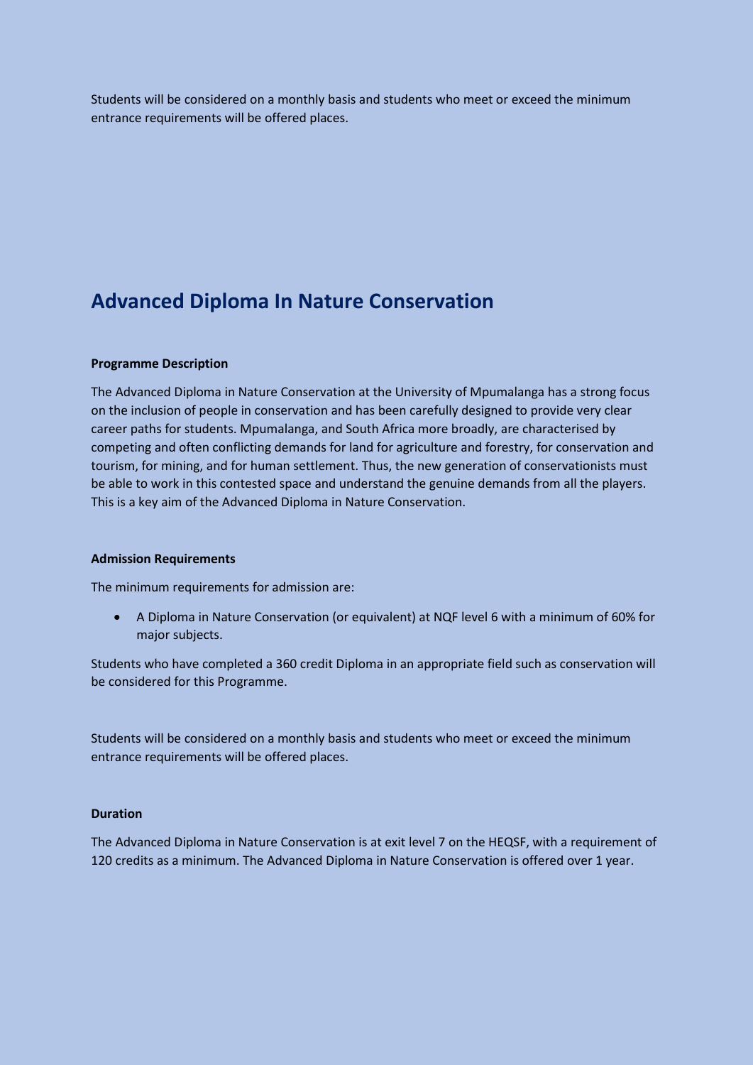Students will be considered on a monthly basis and students who meet or exceed the minimum entrance requirements will be offered places.

## Advanced Diploma In Nature Conservation

**Programme Description**

The Advanced Diploma in Nature Conservation at the University of Mpumalanga has a strong focus on the inclusion of people in conservation and has been carefully designed to provide very clear career paths for students. Mpumalanga, and South Africa more broadly, are characterised by competing and often conflicting demands for land for agriculture and forestry, for conservation and tourism, for mining, and for human settlement. Thus, the new generation of conservationists must be able to work in this contested space and understand the genuine demands from all the players. This is a key aim of the Advanced Diploma in Nature Conservation.

**Admission Requirements**

The minimum requirements for admission are:

- A Diploma in Nature Conservation (or equivalent) at NQF level 6 with a minimum of 60% for major subjects.

Students who have completed a 360 credit Diploma in an appropriate field such as conservation will be considered for this Programme.

Students will be considered on a monthly basis and students who meet or exceed the minimum entrance requirements will be offered places.

**Duration**

The Advanced Diploma in Nature Conservation is at exit level 7 on the HEQSF, with a requirement of 120 credits as a minimum. The Advanced Diploma in Nature Conservation is offered over 1 year.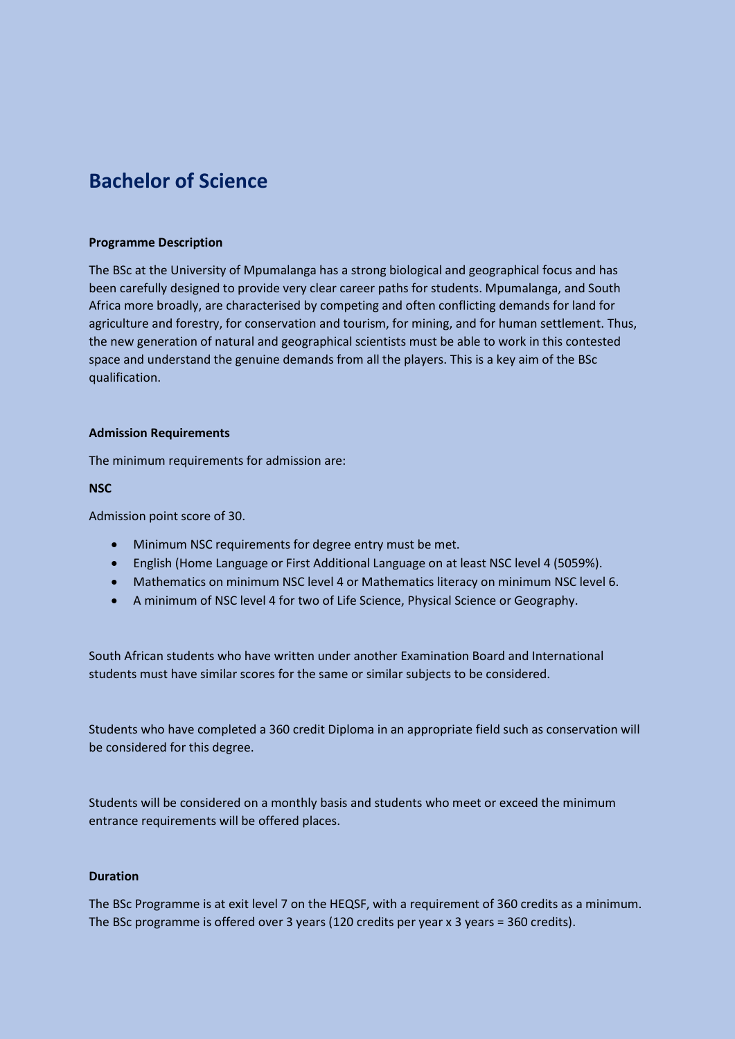# Bachelor of Science

**Programme Description**

The BSc at the University of Mpumalanga has a strong biological and geographical focus and has been carefully designed to provide very clear career paths for students. Mpumalanga, and South Africa more broadly, are characterised by competing and often conflicting demands for land for agriculture and forestry, for conservation and tourism, for mining, and for human settlement. Thus, the new generation of natural and geographical scientists must be able to work in this contested space and understand the genuine demands from all the players. This is a key aim of the BSc qualification.

**Admission Requirements**

The minimum requirements for admission are:

**NSC**

Admission point score of 30.

- Minimum NSC requirements for degree entry must be met.
- English (Home Language or First Additional Language on at least NSC level 4 (5059%).
- Mathematics on minimum NSC level 4 or Mathematics literacy on minimum NSC level 6.
- A minimum of NSC level 4 for two of Life Science, Physical Science or Geography.

South African students who have written under another Examination Board and International students must have similar scores for the same or similar subjects to be considered.

Students who have completed a 360 credit Diploma in an appropriate field such as conservation will be considered for this degree.

Students will be considered on a monthly basis and students who meet or exceed the minimum entrance requirements will be offered places.

**Duration**

The BSc Programme is at exit level 7 on the HEQSF, with a requirement of 360 credits as a minimum. The BSc programme is offered over 3 years (120 credits per year x 3 years = 360 credits).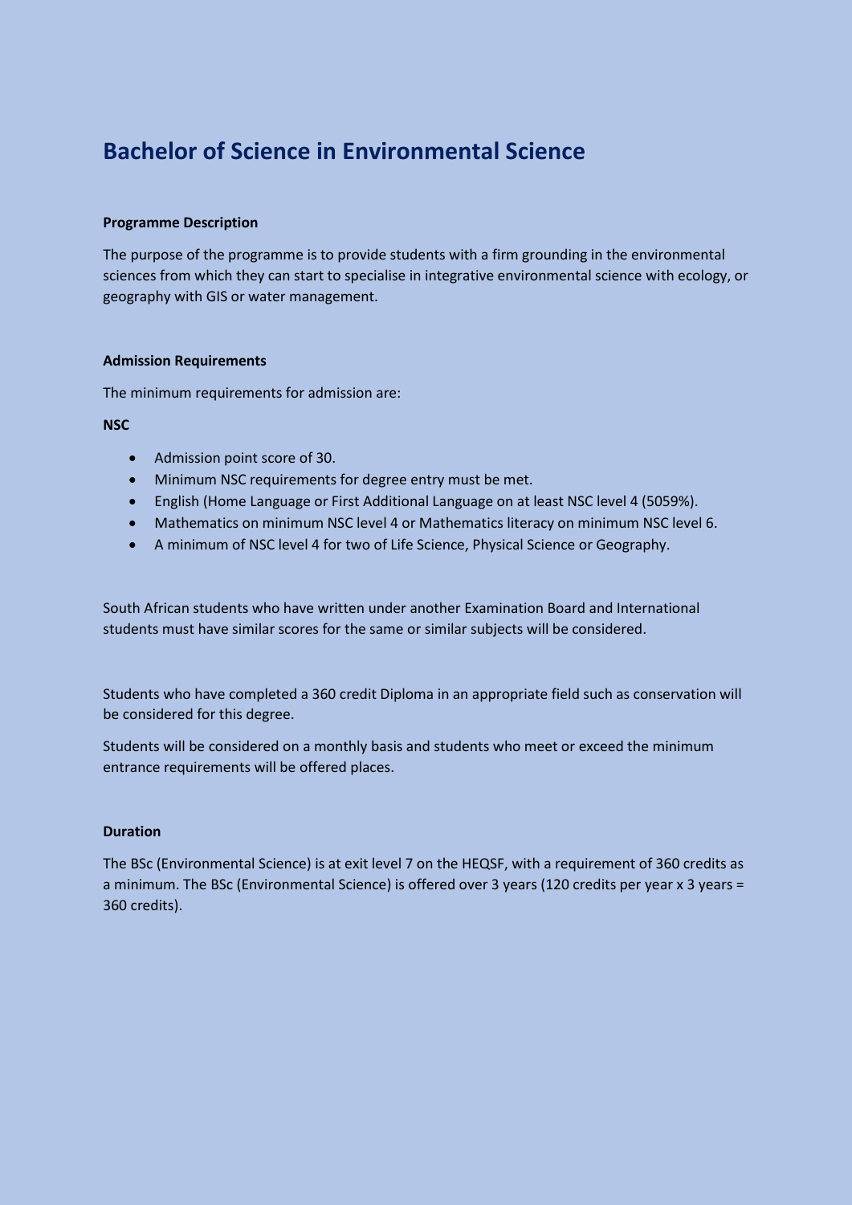# Bachelor of Science in Environmental Science

**Programme Description**

The purpose of the programme is to provide students with a firm grounding in the environmental sciences from which they can start to specialise in integrative environmental science with ecology, or geography with GIS or water management.

**Admission Requirements**

The minimum requirements for admission are:

**NSC**

- Admission point score of 30.
- Minimum NSC requirements for degree entry must be met.
- English (Home Language or First Additional Language on at least NSC level 4 (5059%).
- Mathematics on minimum NSC level 4 or Mathematics literacy on minimum NSC level 6.
- A minimum of NSC level 4 for two of Life Science, Physical Science or Geography.

South African students who have written under another Examination Board and International students must have similar scores for the same or similar subjects will be considered.

Students who have completed a 360 credit Diploma in an appropriate field such as conservation will be considered for this degree.

Students will be considered on a monthly basis and students who meet or exceed the minimum entrance requirements will be offered places.

**Duration**

The BSc (Environmental Science) is at exit level 7 on the HEQSF, with a requirement of 360 credits as a minimum. The BSc (Environmental Science) is offered over 3 years (120 credits per year x 3 years = 360 credits).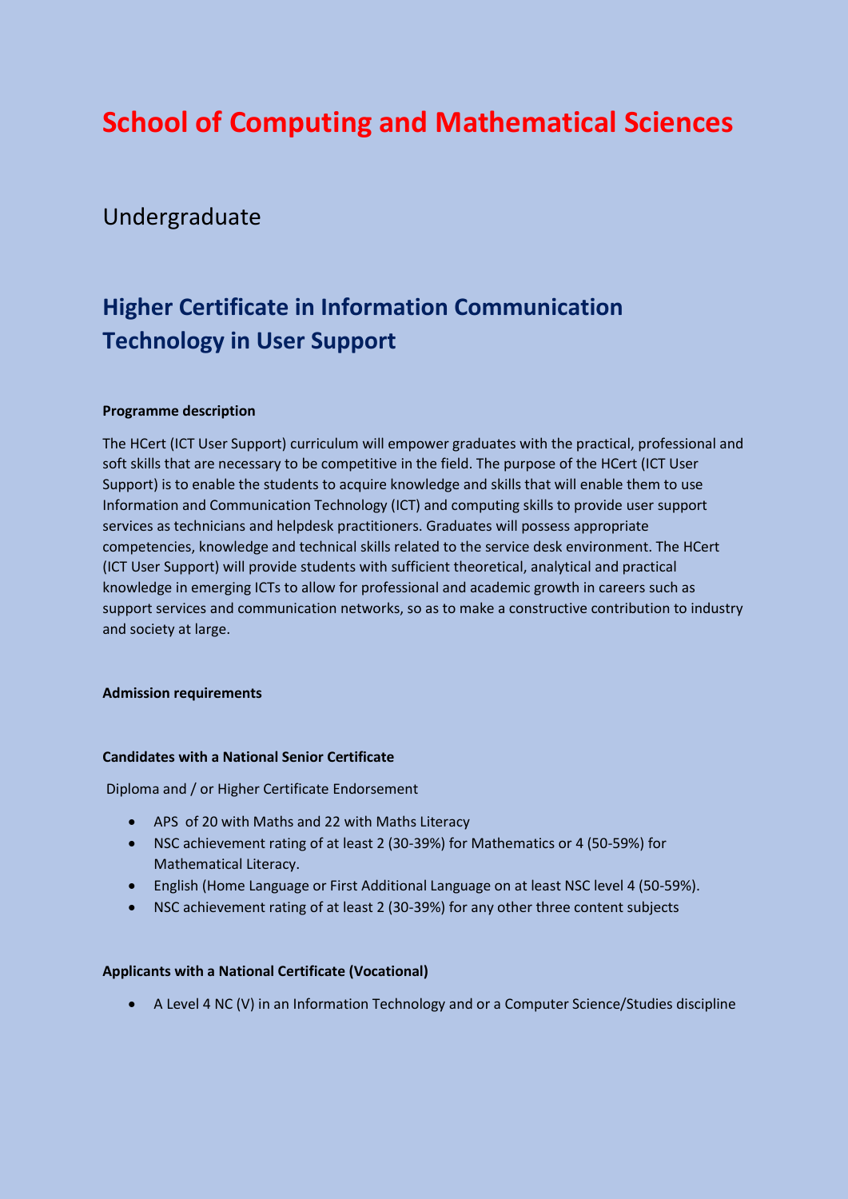# School of Computing and Mathematical Sciences

## Undergraduate

## Higher Certificate in Information Communication Technology in User Support

**Programme description**

The HCert (ICT User Support) curriculum will empower graduates with the practical, professional and soft skills that are necessary to be competitive in the field. The purpose of the HCert (ICT User Support) is to enable the students to acquire knowledge and skills that will enable them to use Information and Communication Technology (ICT) and computing skills to provide user support services as technicians and helpdesk practitioners. Graduates will possess appropriate competencies, knowledge and technical skills related to the service desk environment. The HCert (ICT User Support) will provide students with sufficient theoretical, analytical and practical knowledge in emerging ICTs to allow for professional and academic growth in careers such as support services and communication networks, so as to make a constructive contribution to industry and society at large.

**Admission requirements**

**Candidates with a National Senior Certificate**

Diploma and / or Higher Certificate Endorsement

- APS of 20 with Maths and 22 with Maths Literacy
- NSC achievement rating of at least 2 (30-39%) for Mathematics or 4 (50-59%) for Mathematical Literacy.
- English (Home Language or First Additional Language on at least NSC level 4 (50-59%).
- NSC achievement rating of at least 2 (30-39%) for any other three content subjects

**Applicants with a National Certificate (Vocational)**

- A Level 4 NC (V) in an Information Technology and or a Computer Science/Studies discipline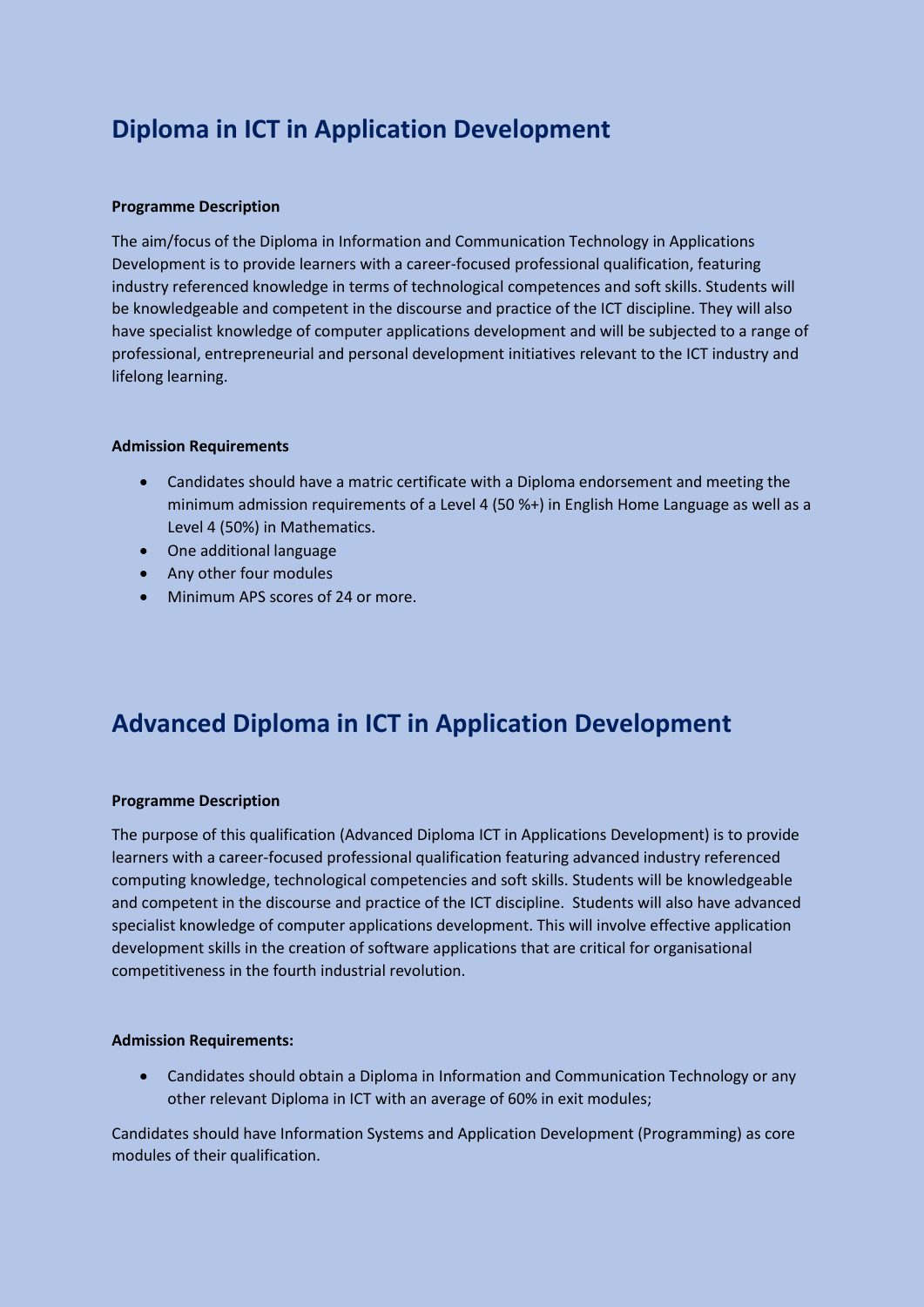# Diploma in ICT in Application Development

**Programme Description**

The aim/focus of the Diploma in Information and Communication Technology in Applications Development is to provide learners with a career-focused professional qualification, featuring industry referenced knowledge in terms of technological competences and soft skills. Students will be knowledgeable and competent in the discourse and practice of the ICT discipline. They will also have specialist knowledge of computer applications development and will be subjected to a range of professional, entrepreneurial and personal development initiatives relevant to the ICT industry and lifelong learning.

**Admission Requirements**

- Candidates should have a matric certificate with a Diploma endorsement and meeting the minimum admission requirements of a Level 4 (50 %+) in English Home Language as well as a Level 4 (50%) in Mathematics.
- One additional language
- Any other four modules
- Minimum APS scores of 24 or more.

# Advanced Diploma in ICT in Application Development

**Programme Description**

The purpose of this qualification (Advanced Diploma ICT in Applications Development) is to provide learners with a career-focused professional qualification featuring advanced industry referenced computing knowledge, technological competencies and soft skills. Students will be knowledgeable and competent in the discourse and practice of the ICT discipline. Students will also have advanced specialist knowledge of computer applications development. This will involve effective application development skills in the creation of software applications that are critical for organisational competitiveness in the fourth industrial revolution.

**Admission Requirements:**

- Candidates should obtain a Diploma in Information and Communication Technology or any other relevant Diploma in ICT with an average of 60% in exit modules;

Candidates should have Information Systems and Application Development (Programming) as core modules of their qualification.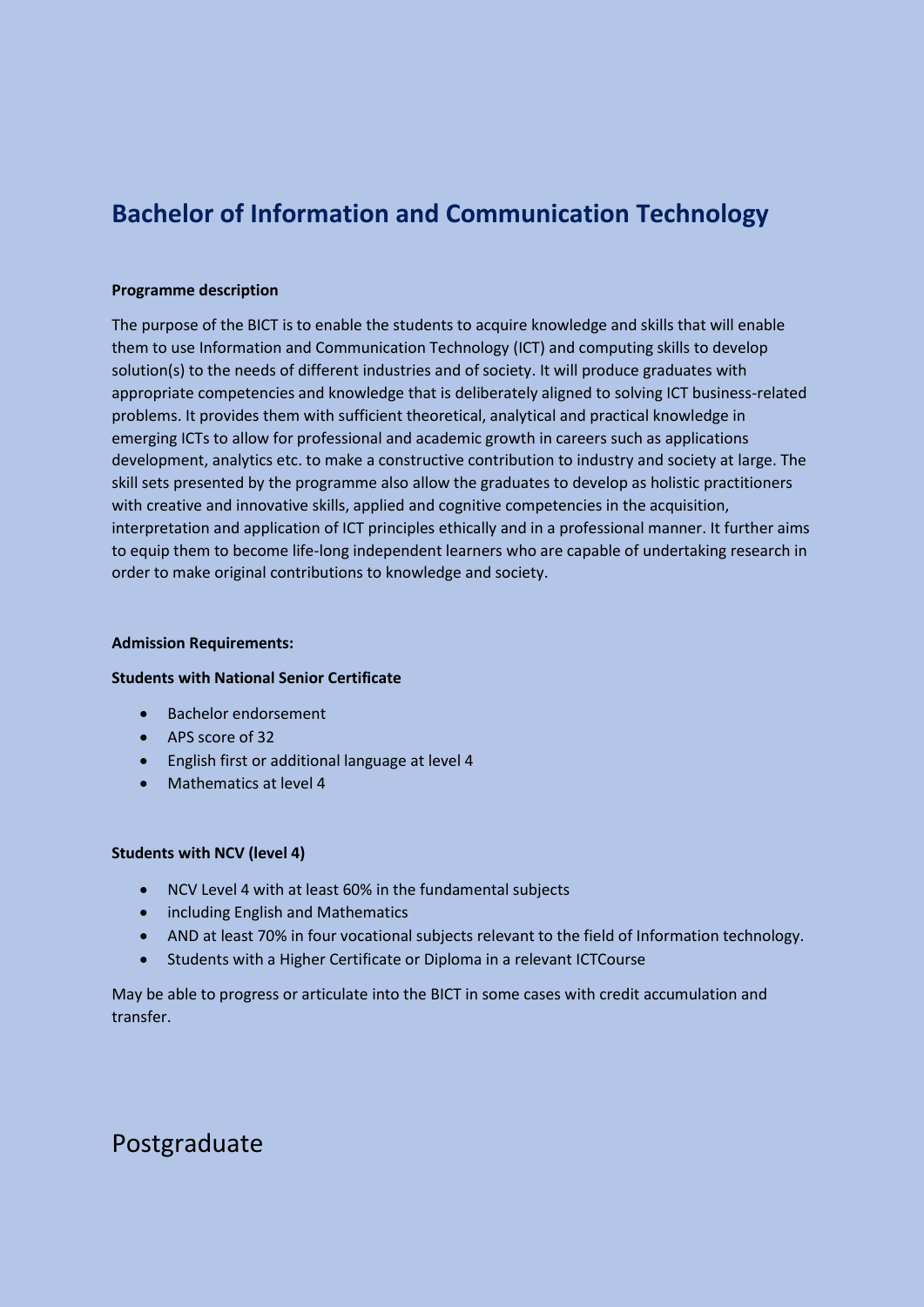# Bachelor of Information and Communication Technology

**Programme description**

The purpose of the BICT is to enable the students to acquire knowledge and skills that will enable them to use Information and Communication Technology (ICT) and computing skills to develop solution(s) to the needs of different industries and of society. It will produce graduates with appropriate competencies and knowledge that is deliberately aligned to solving ICT business-related problems. It provides them with sufficient theoretical, analytical and practical knowledge in emerging ICTs to allow for professional and academic growth in careers such as applications development, analytics etc. to make a constructive contribution to industry and society at large. The skill sets presented by the programme also allow the graduates to develop as holistic practitioners with creative and innovative skills, applied and cognitive competencies in the acquisition, interpretation and application of ICT principles ethically and in a professional manner. It further aims to equip them to become life-long independent learners who are capable of undertaking research in order to make original contributions to knowledge and society.

**Admission Requirements:**

**Students with National Senior Certificate**

- Bachelor endorsement
- APS score of 32
- English first or additional language at level 4
- Mathematics at level 4

**Students with NCV (level 4)**

- NCV Level 4 with at least 60% in the fundamental subjects
- including English and Mathematics
- AND at least 70% in four vocational subjects relevant to the field of Information technology.
- Students with a Higher Certificate or Diploma in a relevant ICTCourse

May be able to progress or articulate into the BICT in some cases with credit accumulation and transfer.

# Postgraduate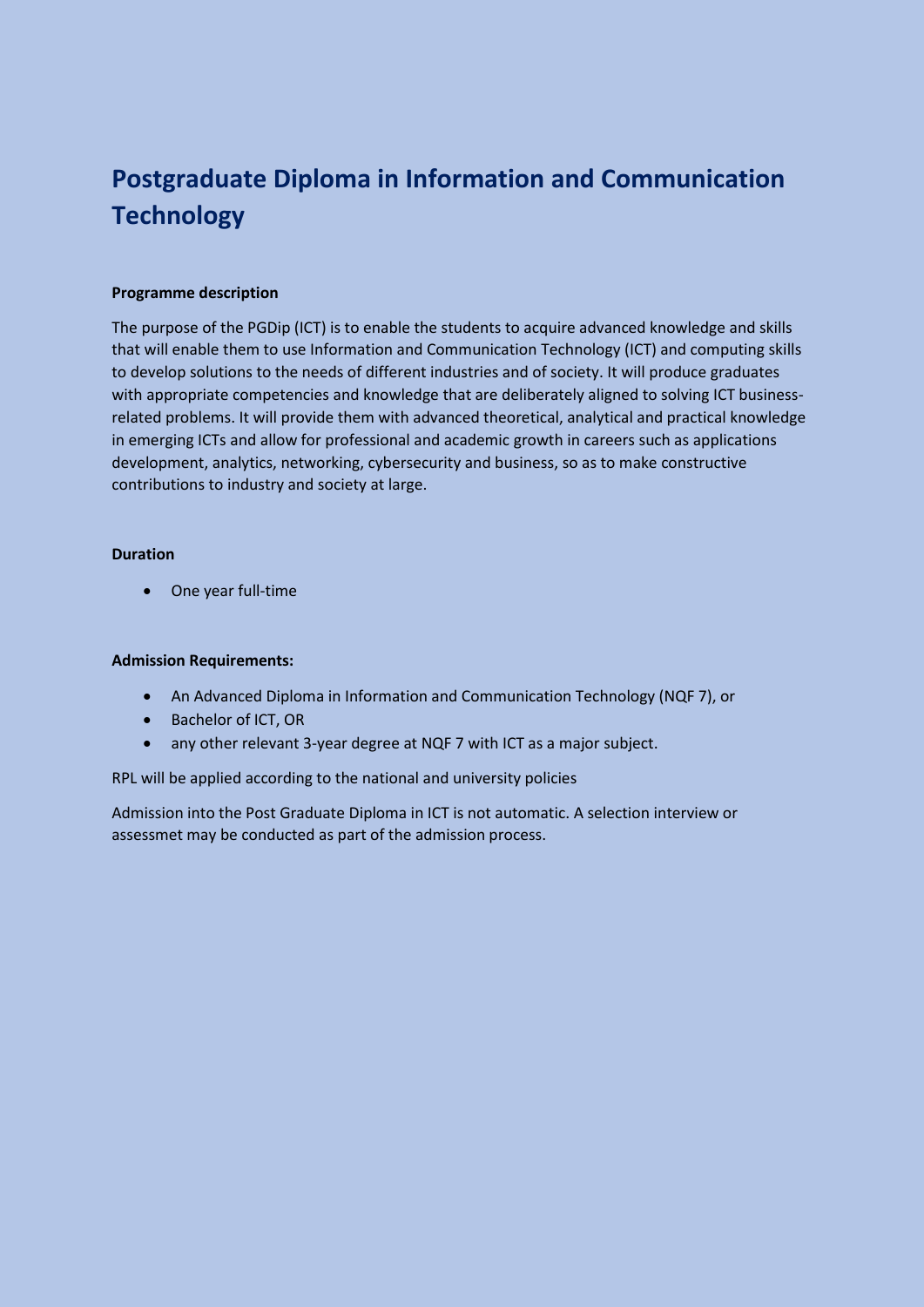# Postgraduate Diploma in Information and Communication Technology

**Programme description**

The purpose of the PGDip (ICT) is to enable the students to acquire advanced knowledge and skills that will enable them to use Information and Communication Technology (ICT) and computing skills to develop solutions to the needs of different industries and of society. It will produce graduates with appropriate competencies and knowledge that are deliberately aligned to solving ICT business-related problems. It will provide them with advanced theoretical, analytical and practical knowledge in emerging ICTs and allow for professional and academic growth in careers such as applications development, analytics, networking, cybersecurity and business, so as to make constructive contributions to industry and society at large.

**Duration**

- One year full-time

**Admission Requirements:**

- An Advanced Diploma in Information and Communication Technology (NQF 7), or
- Bachelor of ICT, OR
- any other relevant 3-year degree at NQF 7 with ICT as a major subject.

RPL will be applied according to the national and university policies

Admission into the Post Graduate Diploma in ICT is not automatic. A selection interview or assessmet may be conducted as part of the admission process.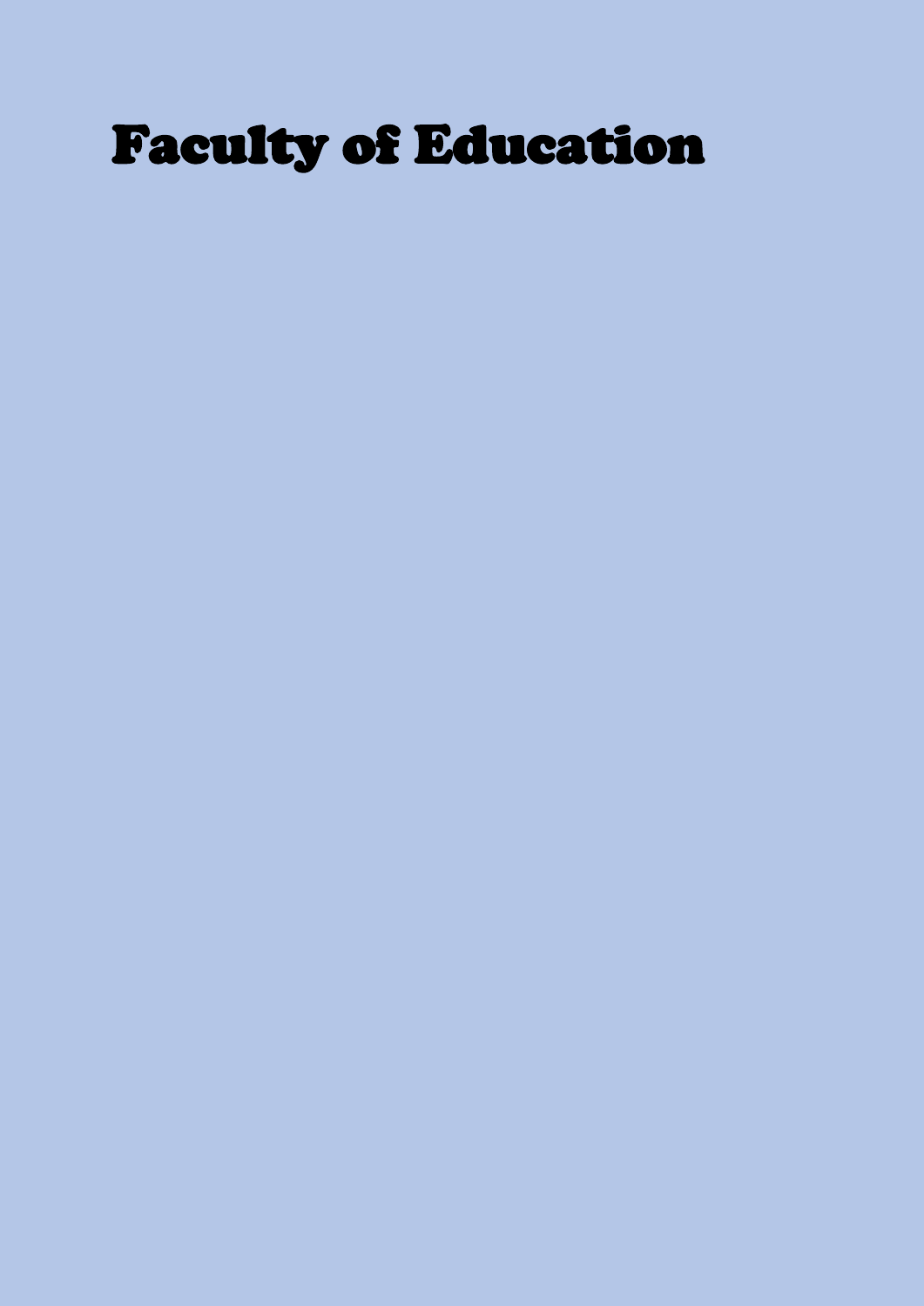# Faculty of Education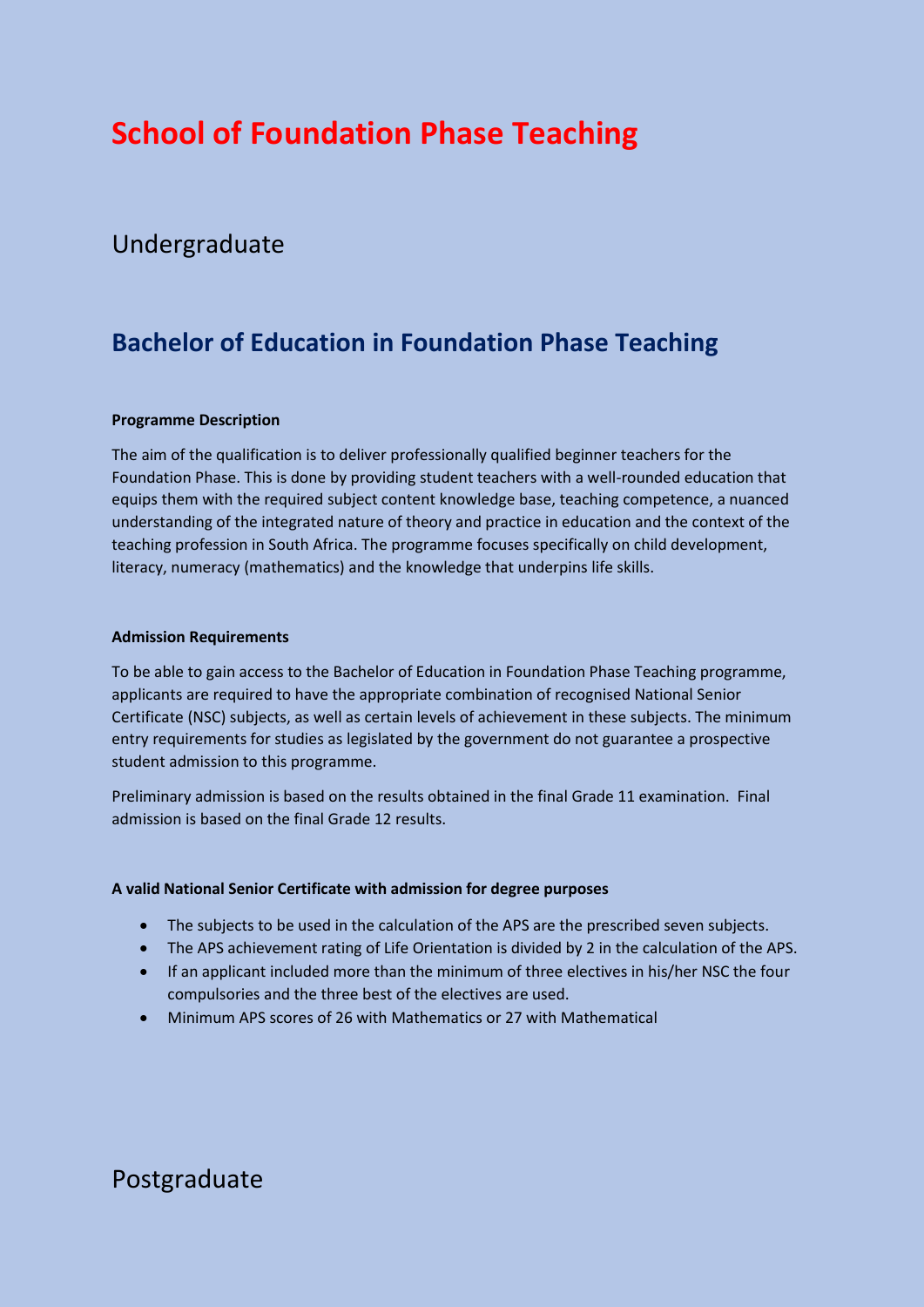# School of Foundation Phase Teaching

## Undergraduate

### Bachelor of Education in Foundation Phase Teaching

**Programme Description**

The aim of the qualification is to deliver professionally qualified beginner teachers for the Foundation Phase. This is done by providing student teachers with a well-rounded education that equips them with the required subject content knowledge base, teaching competence, a nuanced understanding of the integrated nature of theory and practice in education and the context of the teaching profession in South Africa. The programme focuses specifically on child development, literacy, numeracy (mathematics) and the knowledge that underpins life skills.

**Admission Requirements**

To be able to gain access to the Bachelor of Education in Foundation Phase Teaching programme, applicants are required to have the appropriate combination of recognised National Senior Certificate (NSC) subjects, as well as certain levels of achievement in these subjects. The minimum entry requirements for studies as legislated by the government do not guarantee a prospective student admission to this programme.

Preliminary admission is based on the results obtained in the final Grade 11 examination. Final admission is based on the final Grade 12 results.

**A valid National Senior Certificate with admission for degree purposes**

- The subjects to be used in the calculation of the APS are the prescribed seven subjects.
- The APS achievement rating of Life Orientation is divided by 2 in the calculation of the APS.
- If an applicant included more than the minimum of three electives in his/her NSC the four compulsories and the three best of the electives are used.
- Minimum APS scores of 26 with Mathematics or 27 with Mathematical

## Postgraduate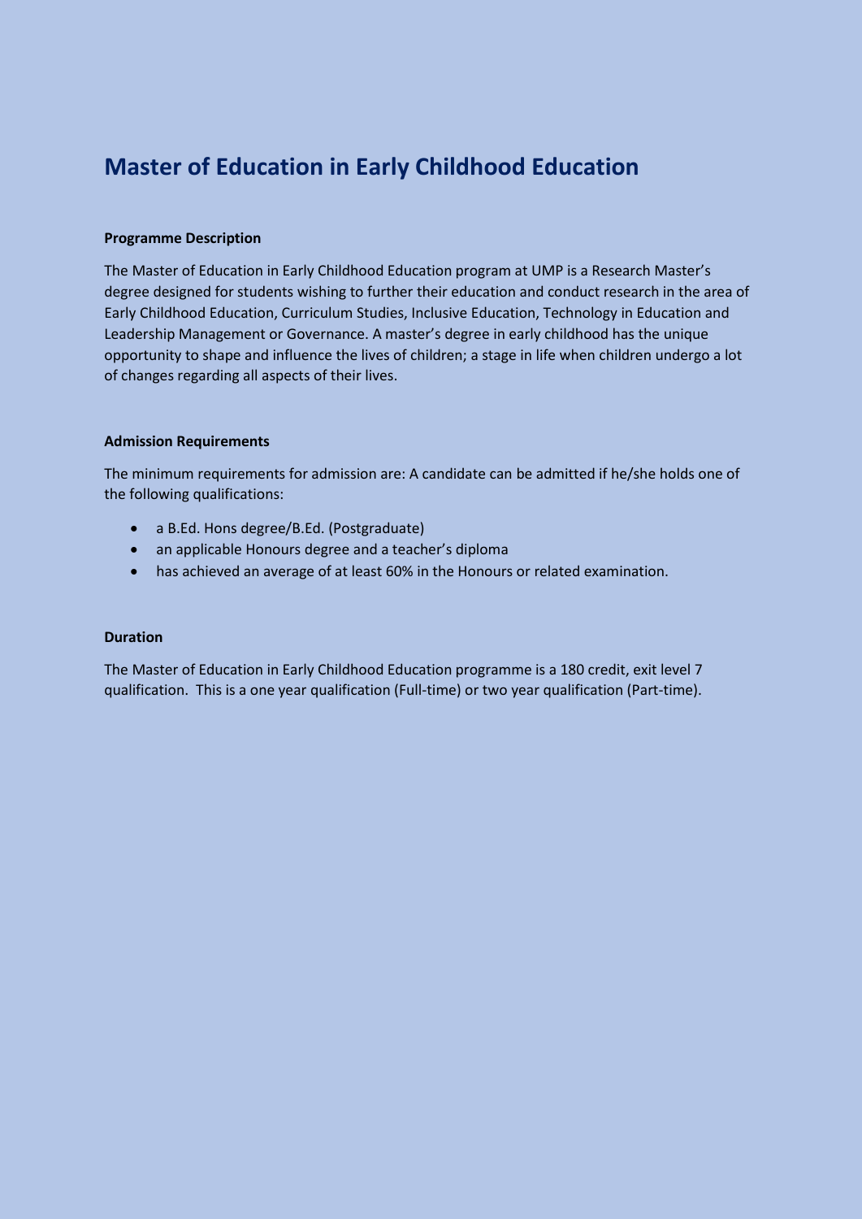# Master of Education in Early Childhood Education

**Programme Description**

The Master of Education in Early Childhood Education program at UMP is a Research Master's degree designed for students wishing to further their education and conduct research in the area of Early Childhood Education, Curriculum Studies, Inclusive Education, Technology in Education and Leadership Management or Governance. A master's degree in early childhood has the unique opportunity to shape and influence the lives of children; a stage in life when children undergo a lot of changes regarding all aspects of their lives.

**Admission Requirements**

The minimum requirements for admission are: A candidate can be admitted if he/she holds one of the following qualifications:

- a B.Ed. Hons degree/B.Ed. (Postgraduate)
- an applicable Honours degree and a teacher's diploma
- has achieved an average of at least 60% in the Honours or related examination.

**Duration**

The Master of Education in Early Childhood Education programme is a 180 credit, exit level 7 qualification. This is a one year qualification (Full-time) or two year qualification (Part-time).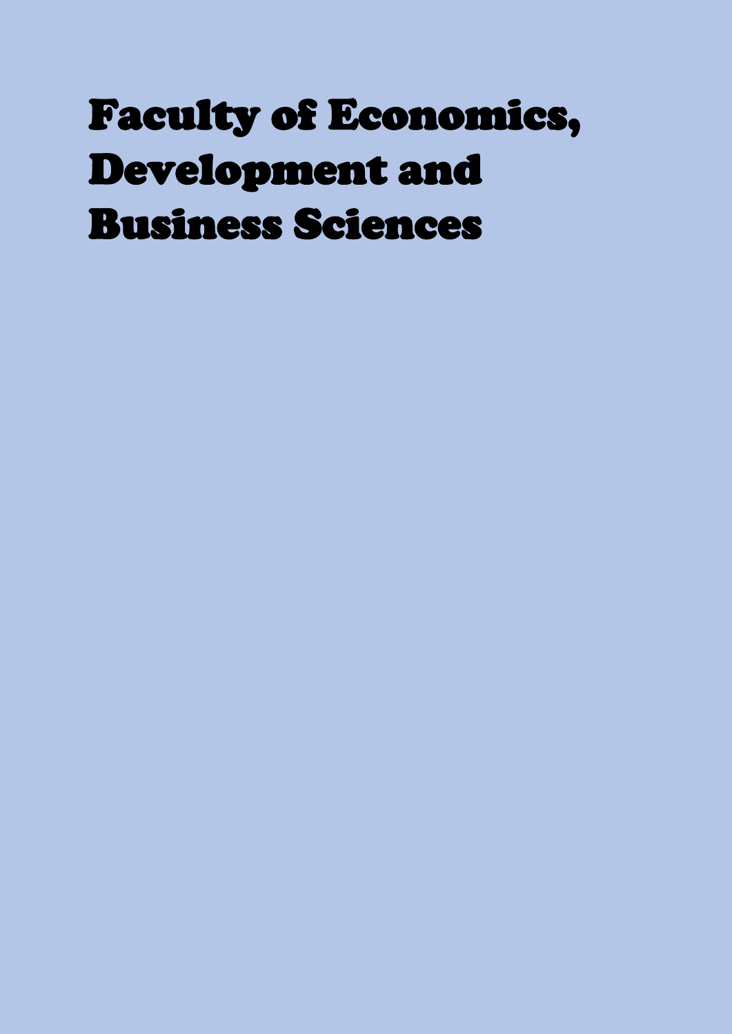# Faculty of Economics, Development and Business Sciences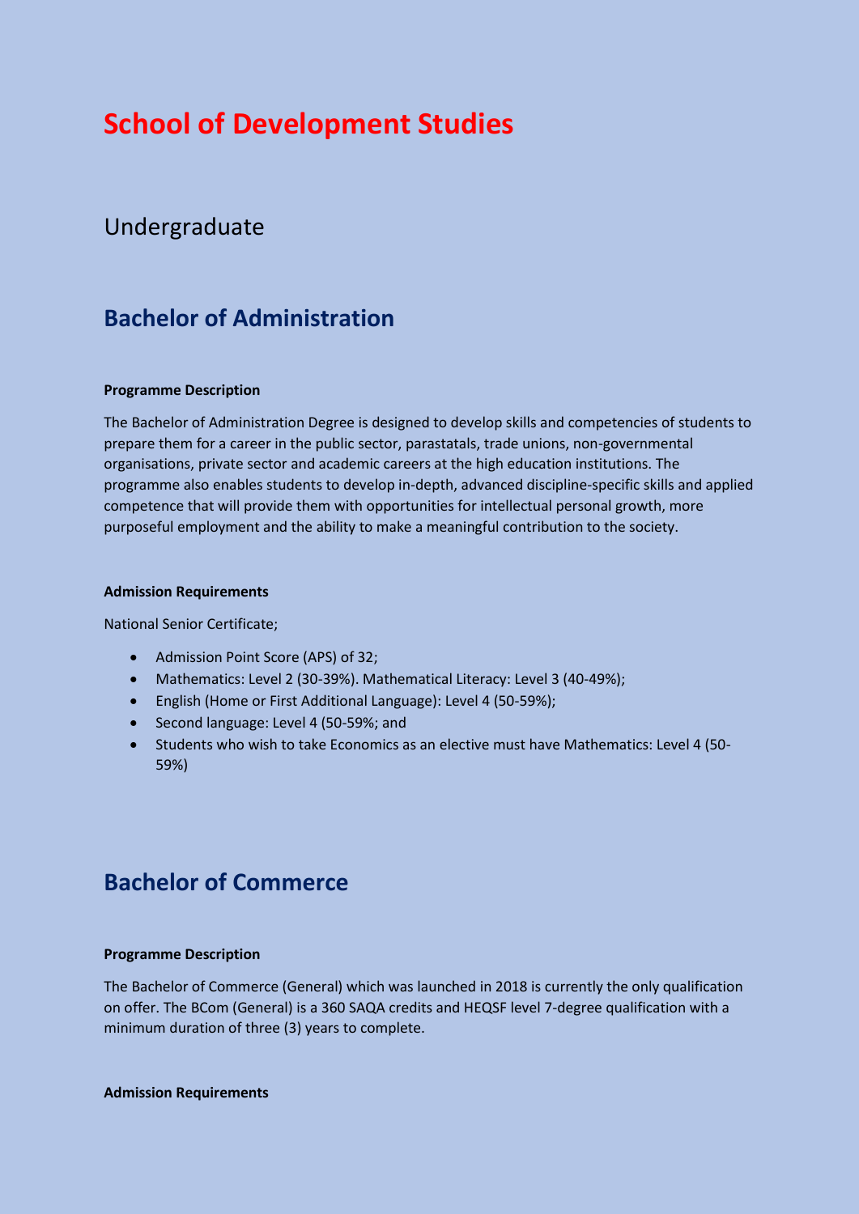# School of Development Studies

## Undergraduate

## Bachelor of Administration

**Programme Description**

The Bachelor of Administration Degree is designed to develop skills and competencies of students to prepare them for a career in the public sector, parastatals, trade unions, non-governmental organisations, private sector and academic careers at the high education institutions. The programme also enables students to develop in-depth, advanced discipline-specific skills and applied competence that will provide them with opportunities for intellectual personal growth, more purposeful employment and the ability to make a meaningful contribution to the society.

**Admission Requirements**

National Senior Certificate;

- Admission Point Score (APS) of 32;
- Mathematics: Level 2 (30-39%). Mathematical Literacy: Level 3 (40-49%);
- English (Home or First Additional Language): Level 4 (50-59%);
- Second language: Level 4 (50-59%; and
- Students who wish to take Economics as an elective must have Mathematics: Level 4 (50-59%)

## Bachelor of Commerce

**Programme Description**

The Bachelor of Commerce (General) which was launched in 2018 is currently the only qualification on offer. The BCom (General) is a 360 SAQA credits and HEQSF level 7-degree qualification with a minimum duration of three (3) years to complete.

**Admission Requirements**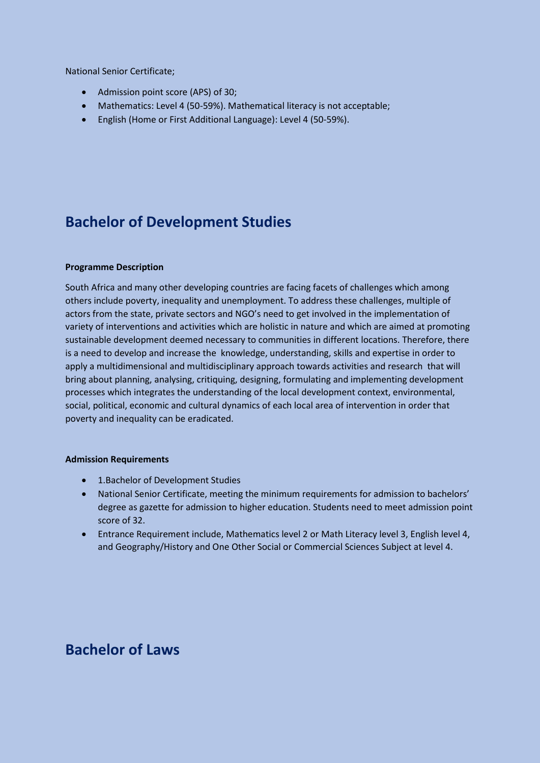National Senior Certificate;

- Admission point score (APS) of 30;
- Mathematics: Level 4 (50-59%). Mathematical literacy is not acceptable;
- English (Home or First Additional Language): Level 4 (50-59%).

## Bachelor of Development Studies

**Programme Description**

South Africa and many other developing countries are facing facets of challenges which among others include poverty, inequality and unemployment. To address these challenges, multiple of actors from the state, private sectors and NGO's need to get involved in the implementation of variety of interventions and activities which are holistic in nature and which are aimed at promoting sustainable development deemed necessary to communities in different locations. Therefore, there is a need to develop and increase the knowledge, understanding, skills and expertise in order to apply a multidimensional and multidisciplinary approach towards activities and research that will bring about planning, analysing, critiquing, designing, formulating and implementing development processes which integrates the understanding of the local development context, environmental, social, political, economic and cultural dynamics of each local area of intervention in order that poverty and inequality can be eradicated.

**Admission Requirements**

- 1.Bachelor of Development Studies
- National Senior Certificate, meeting the minimum requirements for admission to bachelors' degree as gazette for admission to higher education. Students need to meet admission point score of 32.
- Entrance Requirement include, Mathematics level 2 or Math Literacy level 3, English level 4, and Geography/History and One Other Social or Commercial Sciences Subject at level 4.

## Bachelor of Laws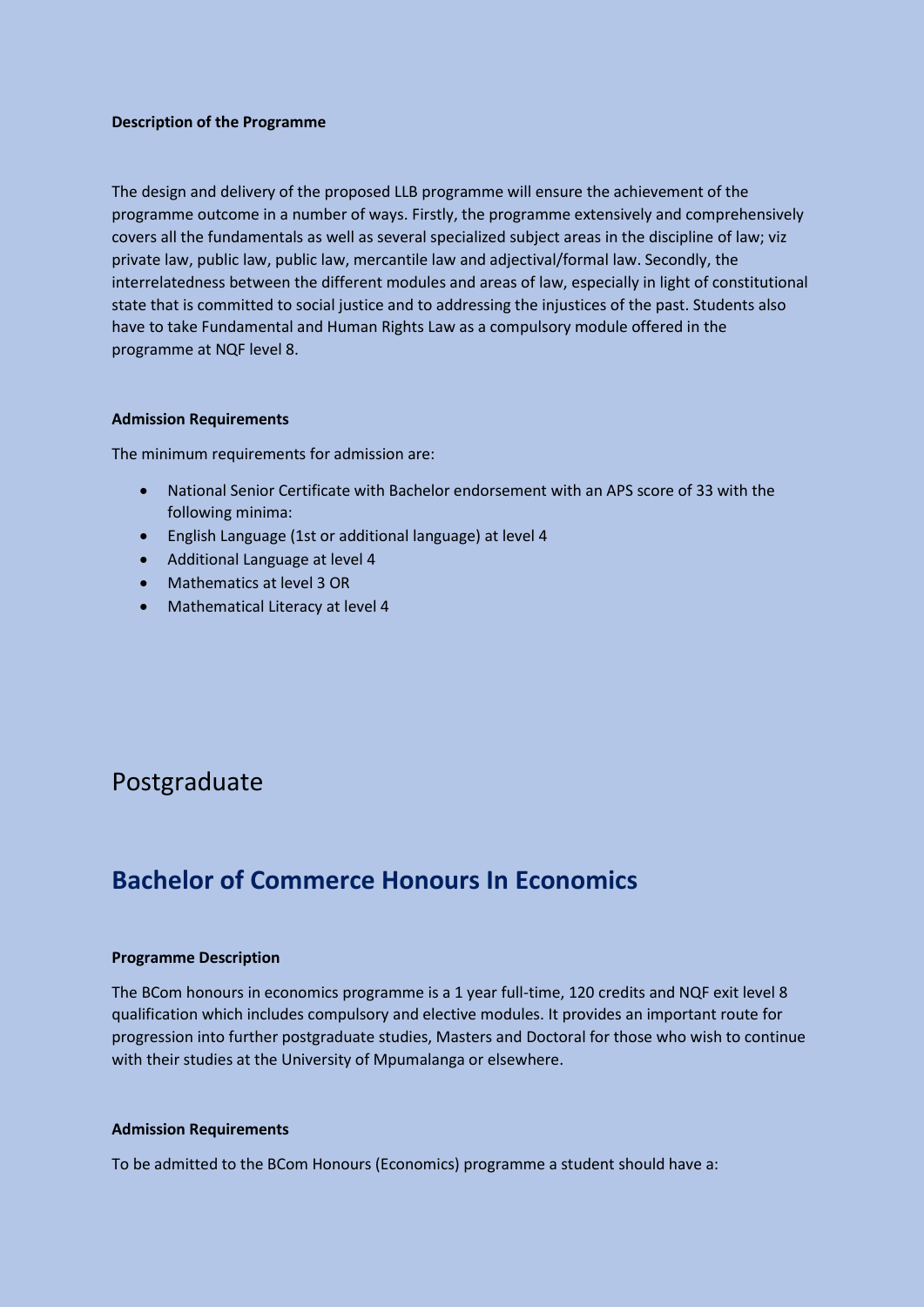**Description of the Programme**

The design and delivery of the proposed LLB programme will ensure the achievement of the programme outcome in a number of ways. Firstly, the programme extensively and comprehensively covers all the fundamentals as well as several specialized subject areas in the discipline of law; viz private law, public law, public law, mercantile law and adjectival/formal law. Secondly, the interrelatedness between the different modules and areas of law, especially in light of constitutional state that is committed to social justice and to addressing the injustices of the past. Students also have to take Fundamental and Human Rights Law as a compulsory module offered in the programme at NQF level 8.

**Admission Requirements**

The minimum requirements for admission are:

- National Senior Certificate with Bachelor endorsement with an APS score of 33 with the following minima:
- English Language (1st or additional language) at level 4
- Additional Language at level 4
- Mathematics at level 3 OR
- Mathematical Literacy at level 4

# Postgraduate

## Bachelor of Commerce Honours In Economics

**Programme Description**

The BCom honours in economics programme is a 1 year full-time, 120 credits and NQF exit level 8 qualification which includes compulsory and elective modules. It provides an important route for progression into further postgraduate studies, Masters and Doctoral for those who wish to continue with their studies at the University of Mpumalanga or elsewhere.

**Admission Requirements**

To be admitted to the BCom Honours (Economics) programme a student should have a: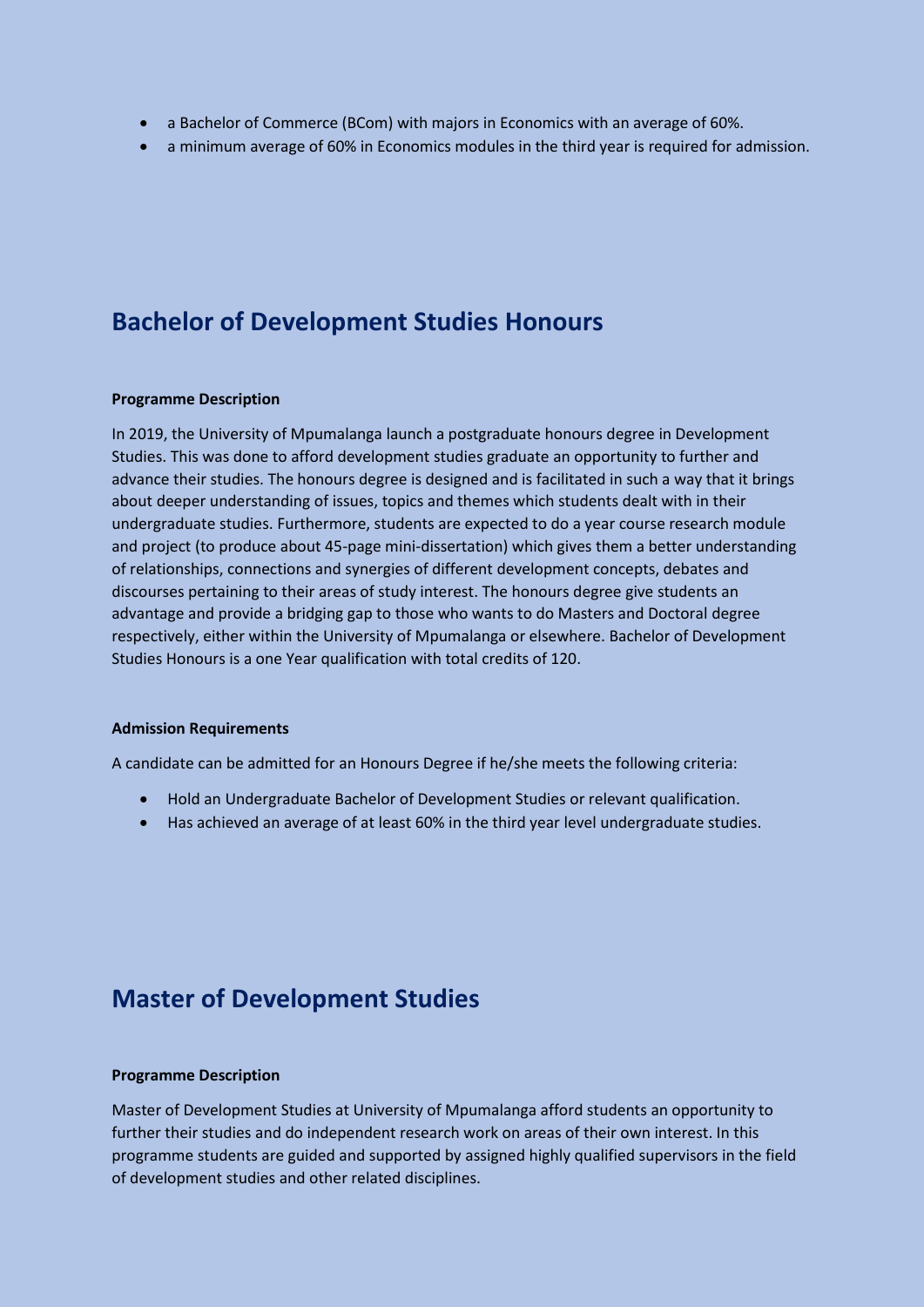- a Bachelor of Commerce (BCom) with majors in Economics with an average of 60%.
- a minimum average of 60% in Economics modules in the third year is required for admission.

## Bachelor of Development Studies Honours

**Programme Description**

In 2019, the University of Mpumalanga launch a postgraduate honours degree in Development Studies. This was done to afford development studies graduate an opportunity to further and advance their studies. The honours degree is designed and is facilitated in such a way that it brings about deeper understanding of issues, topics and themes which students dealt with in their undergraduate studies. Furthermore, students are expected to do a year course research module and project (to produce about 45-page mini-dissertation) which gives them a better understanding of relationships, connections and synergies of different development concepts, debates and discourses pertaining to their areas of study interest. The honours degree give students an advantage and provide a bridging gap to those who wants to do Masters and Doctoral degree respectively, either within the University of Mpumalanga or elsewhere. Bachelor of Development Studies Honours is a one Year qualification with total credits of 120.

**Admission Requirements**

A candidate can be admitted for an Honours Degree if he/she meets the following criteria:

- Hold an Undergraduate Bachelor of Development Studies or relevant qualification.
- Has achieved an average of at least 60% in the third year level undergraduate studies.

## Master of Development Studies

**Programme Description**

Master of Development Studies at University of Mpumalanga afford students an opportunity to further their studies and do independent research work on areas of their own interest. In this programme students are guided and supported by assigned highly qualified supervisors in the field of development studies and other related disciplines.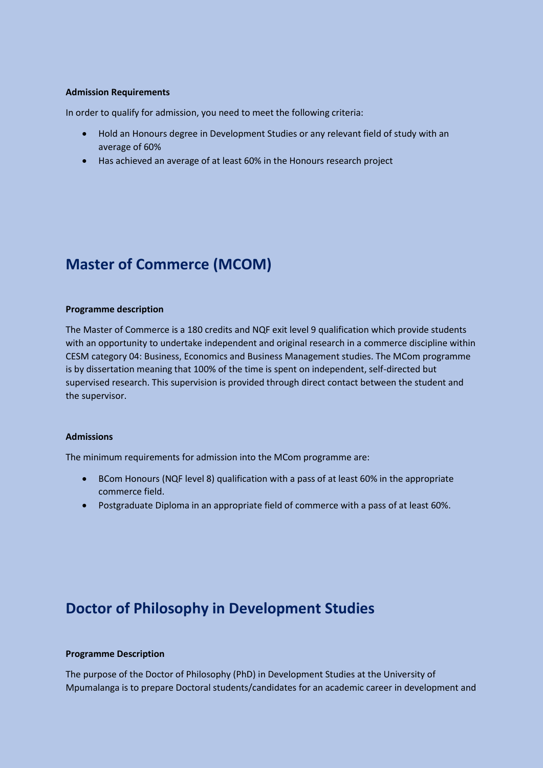**Admission Requirements**

In order to qualify for admission, you need to meet the following criteria:

- Hold an Honours degree in Development Studies or any relevant field of study with an average of 60%
- Has achieved an average of at least 60% in the Honours research project

## Master of Commerce (MCOM)

**Programme description**

The Master of Commerce is a 180 credits and NQF exit level 9 qualification which provide students with an opportunity to undertake independent and original research in a commerce discipline within CESM category 04: Business, Economics and Business Management studies. The MCom programme is by dissertation meaning that 100% of the time is spent on independent, self-directed but supervised research. This supervision is provided through direct contact between the student and the supervisor.

**Admissions**

The minimum requirements for admission into the MCom programme are:

- BCom Honours (NQF level 8) qualification with a pass of at least 60% in the appropriate commerce field.
- Postgraduate Diploma in an appropriate field of commerce with a pass of at least 60%.

## Doctor of Philosophy in Development Studies

**Programme Description**

The purpose of the Doctor of Philosophy (PhD) in Development Studies at the University of Mpumalanga is to prepare Doctoral students/candidates for an academic career in development and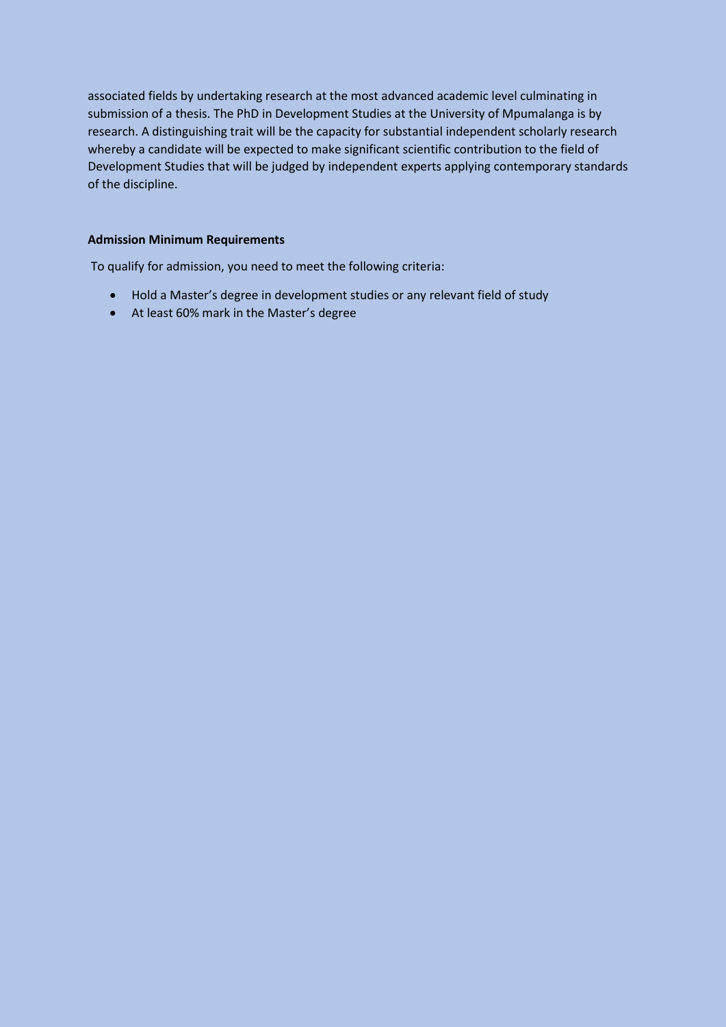associated fields by undertaking research at the most advanced academic level culminating in submission of a thesis. The PhD in Development Studies at the University of Mpumalanga is by research. A distinguishing trait will be the capacity for substantial independent scholarly research whereby a candidate will be expected to make significant scientific contribution to the field of Development Studies that will be judged by independent experts applying contemporary standards of the discipline.

**Admission Minimum Requirements**

To qualify for admission, you need to meet the following criteria:

- Hold a Master's degree in development studies or any relevant field of study
- At least 60% mark in the Master's degree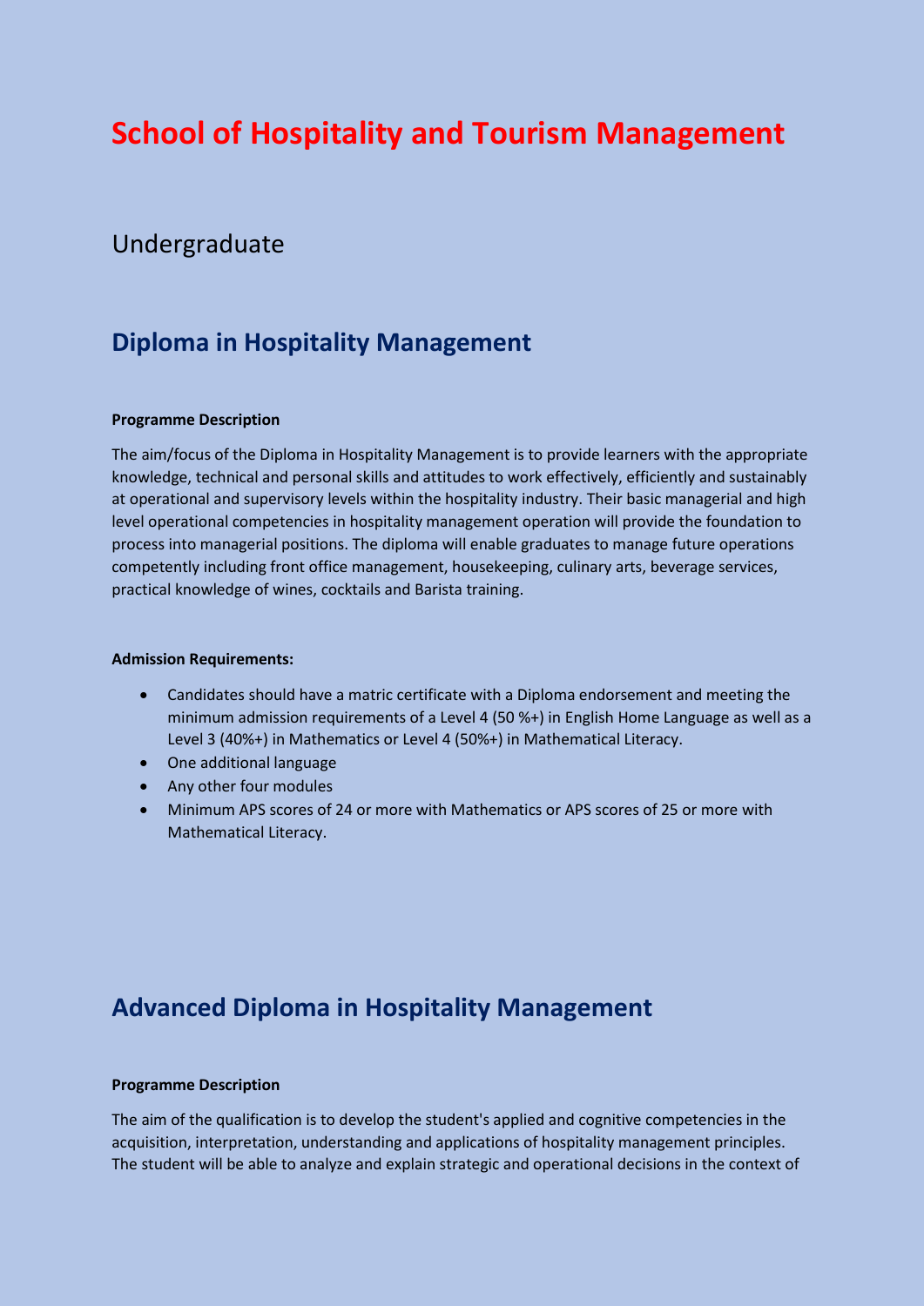# School of Hospitality and Tourism Management

## Undergraduate

### Diploma in Hospitality Management

**Programme Description**

The aim/focus of the Diploma in Hospitality Management is to provide learners with the appropriate knowledge, technical and personal skills and attitudes to work effectively, efficiently and sustainably at operational and supervisory levels within the hospitality industry. Their basic managerial and high level operational competencies in hospitality management operation will provide the foundation to process into managerial positions. The diploma will enable graduates to manage future operations competently including front office management, housekeeping, culinary arts, beverage services, practical knowledge of wines, cocktails and Barista training.

**Admission Requirements:**

- Candidates should have a matric certificate with a Diploma endorsement and meeting the minimum admission requirements of a Level 4 (50 %+) in English Home Language as well as a Level 3 (40%+) in Mathematics or Level 4 (50%+) in Mathematical Literacy.
- One additional language
- Any other four modules
- Minimum APS scores of 24 or more with Mathematics or APS scores of 25 or more with Mathematical Literacy.

### Advanced Diploma in Hospitality Management

**Programme Description**

The aim of the qualification is to develop the student's applied and cognitive competencies in the acquisition, interpretation, understanding and applications of hospitality management principles. The student will be able to analyze and explain strategic and operational decisions in the context of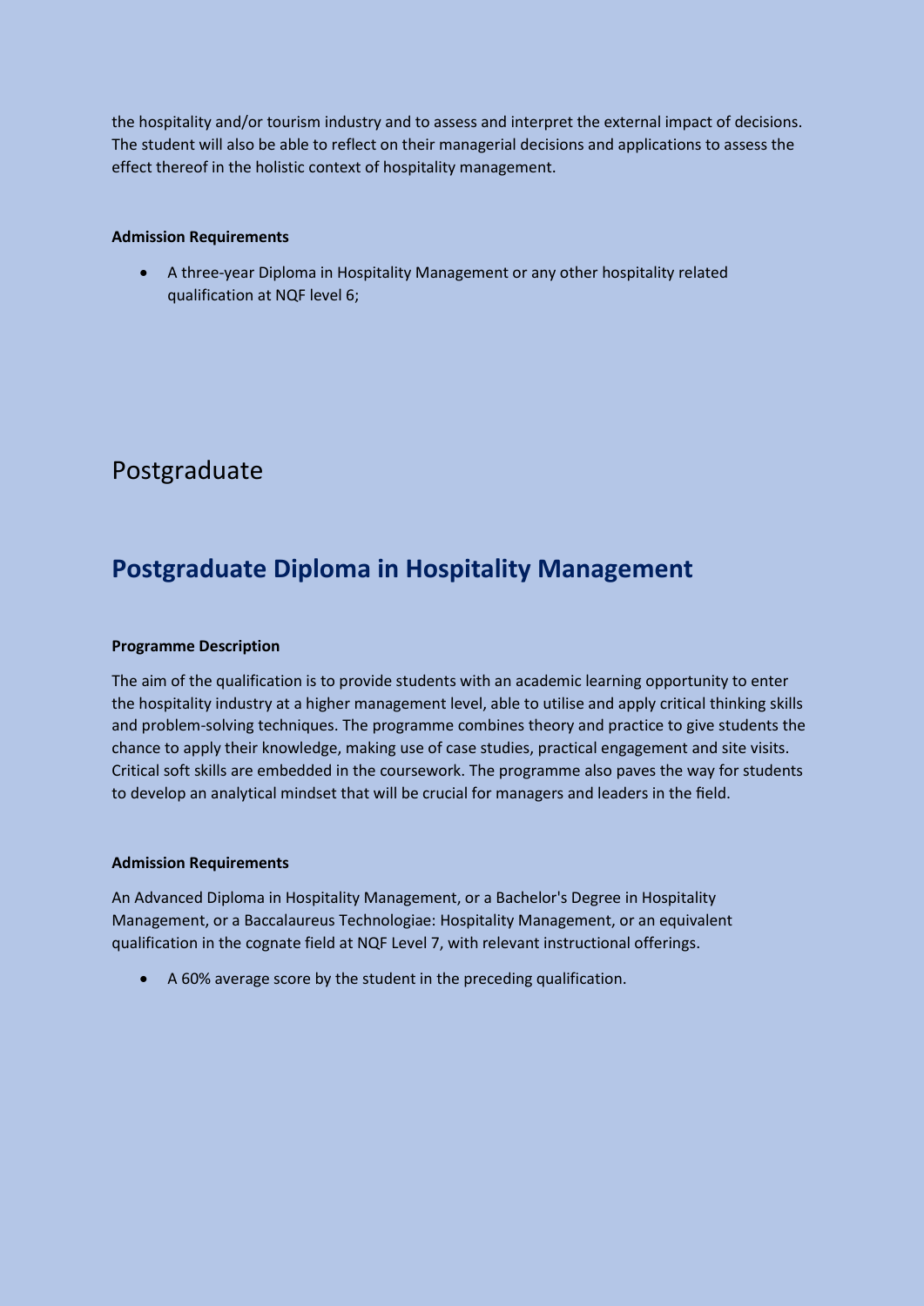the hospitality and/or tourism industry and to assess and interpret the external impact of decisions. The student will also be able to reflect on their managerial decisions and applications to assess the effect thereof in the holistic context of hospitality management.

**Admission Requirements**

- A three-year Diploma in Hospitality Management or any other hospitality related qualification at NQF level 6;

# Postgraduate

## Postgraduate Diploma in Hospitality Management

**Programme Description**

The aim of the qualification is to provide students with an academic learning opportunity to enter the hospitality industry at a higher management level, able to utilise and apply critical thinking skills and problem-solving techniques. The programme combines theory and practice to give students the chance to apply their knowledge, making use of case studies, practical engagement and site visits. Critical soft skills are embedded in the coursework. The programme also paves the way for students to develop an analytical mindset that will be crucial for managers and leaders in the field.

**Admission Requirements**

An Advanced Diploma in Hospitality Management, or a Bachelor's Degree in Hospitality Management, or a Baccalaureus Technologiae: Hospitality Management, or an equivalent qualification in the cognate field at NQF Level 7, with relevant instructional offerings.

- A 60% average score by the student in the preceding qualification.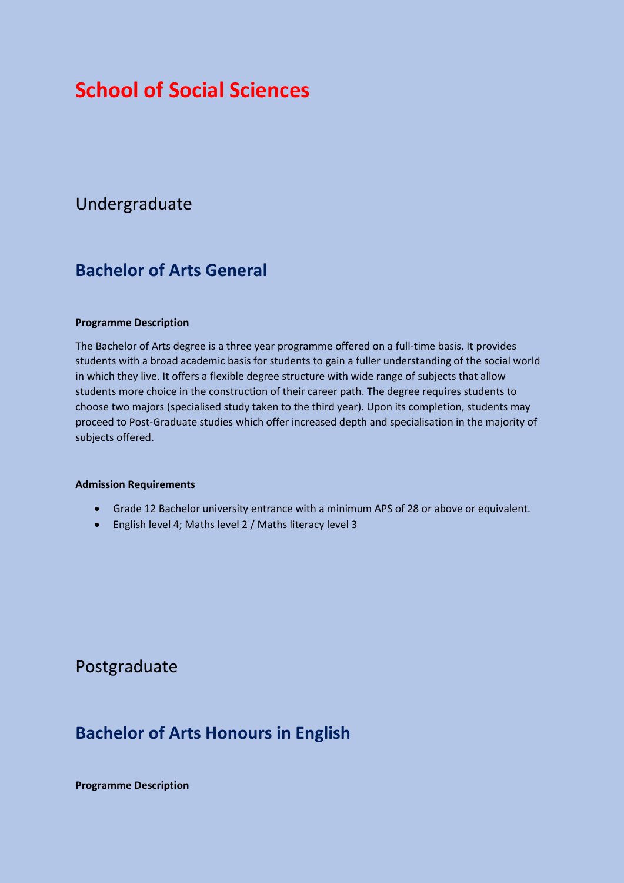# School of Social Sciences

## Undergraduate

### Bachelor of Arts General

**Programme Description**

The Bachelor of Arts degree is a three year programme offered on a full-time basis. It provides students with a broad academic basis for students to gain a fuller understanding of the social world in which they live. It offers a flexible degree structure with wide range of subjects that allow students more choice in the construction of their career path. The degree requires students to choose two majors (specialised study taken to the third year). Upon its completion, students may proceed to Post-Graduate studies which offer increased depth and specialisation in the majority of subjects offered.

**Admission Requirements**

- Grade 12 Bachelor university entrance with a minimum APS of 28 or above or equivalent.
- English level 4; Maths level 2 / Maths literacy level 3

## Postgraduate

### Bachelor of Arts Honours in English

**Programme Description**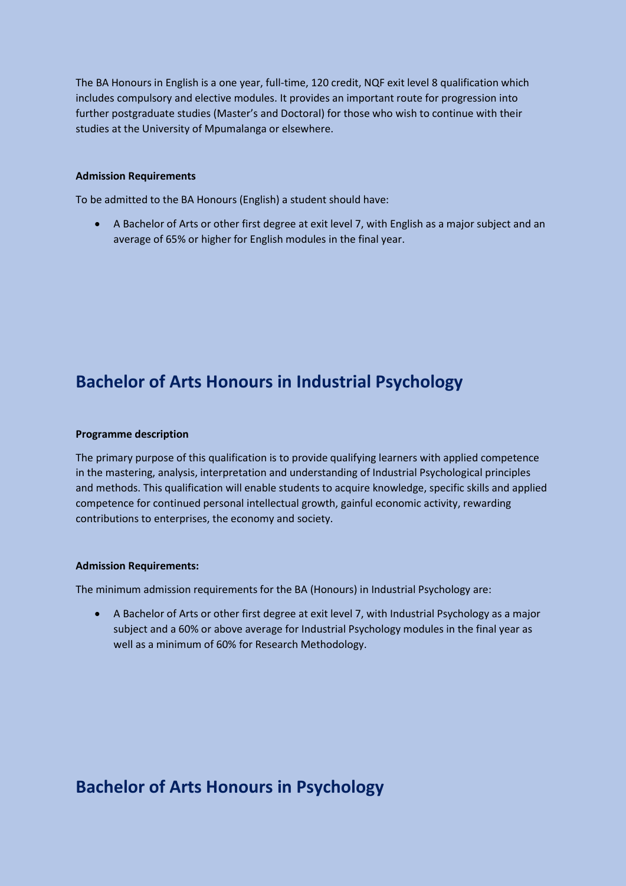The BA Honours in English is a one year, full-time, 120 credit, NQF exit level 8 qualification which includes compulsory and elective modules. It provides an important route for progression into further postgraduate studies (Master's and Doctoral) for those who wish to continue with their studies at the University of Mpumalanga or elsewhere.

**Admission Requirements**

To be admitted to the BA Honours (English) a student should have:

- A Bachelor of Arts or other first degree at exit level 7, with English as a major subject and an average of 65% or higher for English modules in the final year.

## Bachelor of Arts Honours in Industrial Psychology

**Programme description**

The primary purpose of this qualification is to provide qualifying learners with applied competence in the mastering, analysis, interpretation and understanding of Industrial Psychological principles and methods. This qualification will enable students to acquire knowledge, specific skills and applied competence for continued personal intellectual growth, gainful economic activity, rewarding contributions to enterprises, the economy and society.

**Admission Requirements:**

The minimum admission requirements for the BA (Honours) in Industrial Psychology are:

- A Bachelor of Arts or other first degree at exit level 7, with Industrial Psychology as a major subject and a 60% or above average for Industrial Psychology modules in the final year as well as a minimum of 60% for Research Methodology.

## Bachelor of Arts Honours in Psychology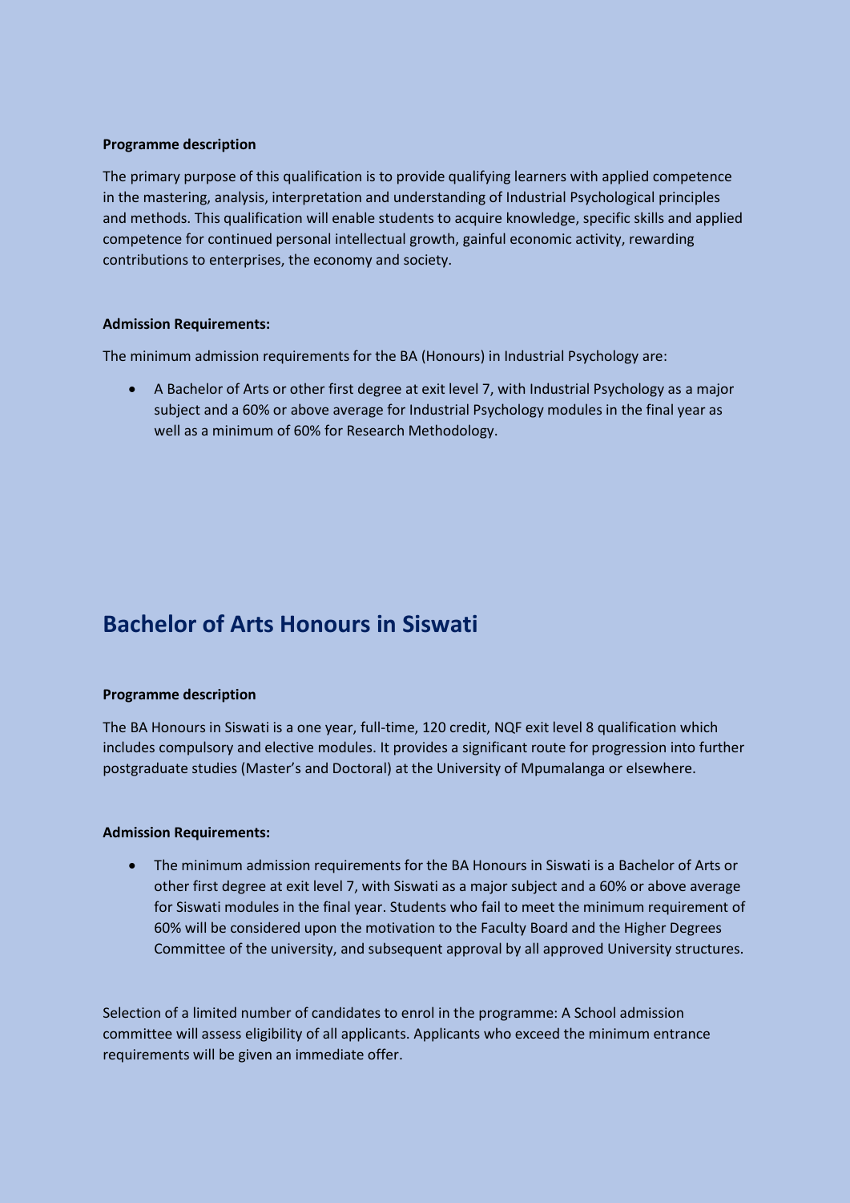**Programme description**

The primary purpose of this qualification is to provide qualifying learners with applied competence in the mastering, analysis, interpretation and understanding of Industrial Psychological principles and methods. This qualification will enable students to acquire knowledge, specific skills and applied competence for continued personal intellectual growth, gainful economic activity, rewarding contributions to enterprises, the economy and society.

**Admission Requirements:**

The minimum admission requirements for the BA (Honours) in Industrial Psychology are:

- A Bachelor of Arts or other first degree at exit level 7, with Industrial Psychology as a major subject and a 60% or above average for Industrial Psychology modules in the final year as well as a minimum of 60% for Research Methodology.

## Bachelor of Arts Honours in Siswati

**Programme description**

The BA Honours in Siswati is a one year, full-time, 120 credit, NQF exit level 8 qualification which includes compulsory and elective modules. It provides a significant route for progression into further postgraduate studies (Master's and Doctoral) at the University of Mpumalanga or elsewhere.

**Admission Requirements:**

- The minimum admission requirements for the BA Honours in Siswati is a Bachelor of Arts or other first degree at exit level 7, with Siswati as a major subject and a 60% or above average for Siswati modules in the final year. Students who fail to meet the minimum requirement of 60% will be considered upon the motivation to the Faculty Board and the Higher Degrees Committee of the university, and subsequent approval by all approved University structures.

Selection of a limited number of candidates to enrol in the programme: A School admission committee will assess eligibility of all applicants. Applicants who exceed the minimum entrance requirements will be given an immediate offer.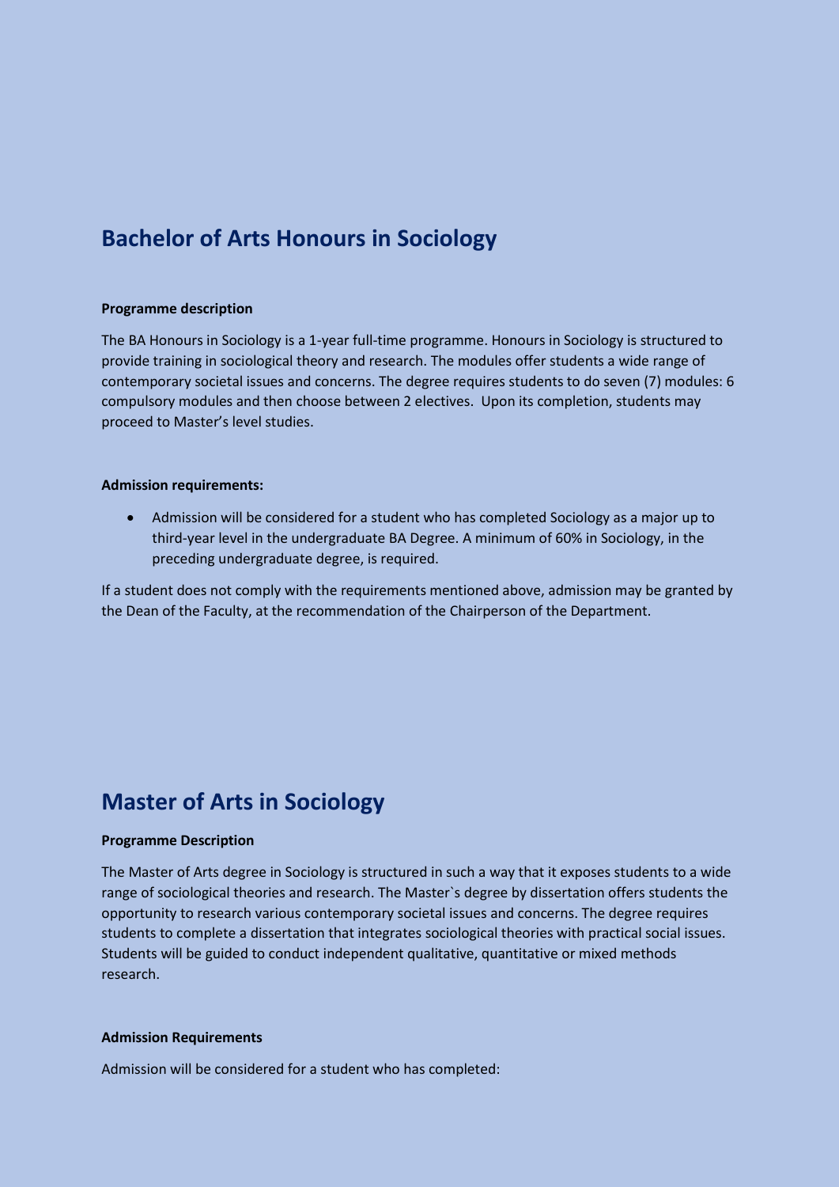## Bachelor of Arts Honours in Sociology

**Programme description**

The BA Honours in Sociology is a 1-year full-time programme. Honours in Sociology is structured to provide training in sociological theory and research. The modules offer students a wide range of contemporary societal issues and concerns. The degree requires students to do seven (7) modules: 6 compulsory modules and then choose between 2 electives. Upon its completion, students may proceed to Master's level studies.

**Admission requirements:**

- Admission will be considered for a student who has completed Sociology as a major up to third-year level in the undergraduate BA Degree. A minimum of 60% in Sociology, in the preceding undergraduate degree, is required.

If a student does not comply with the requirements mentioned above, admission may be granted by the Dean of the Faculty, at the recommendation of the Chairperson of the Department.

## Master of Arts in Sociology

**Programme Description**

The Master of Arts degree in Sociology is structured in such a way that it exposes students to a wide range of sociological theories and research. The Master`s degree by dissertation offers students the opportunity to research various contemporary societal issues and concerns. The degree requires students to complete a dissertation that integrates sociological theories with practical social issues. Students will be guided to conduct independent qualitative, quantitative or mixed methods research.

**Admission Requirements**

Admission will be considered for a student who has completed: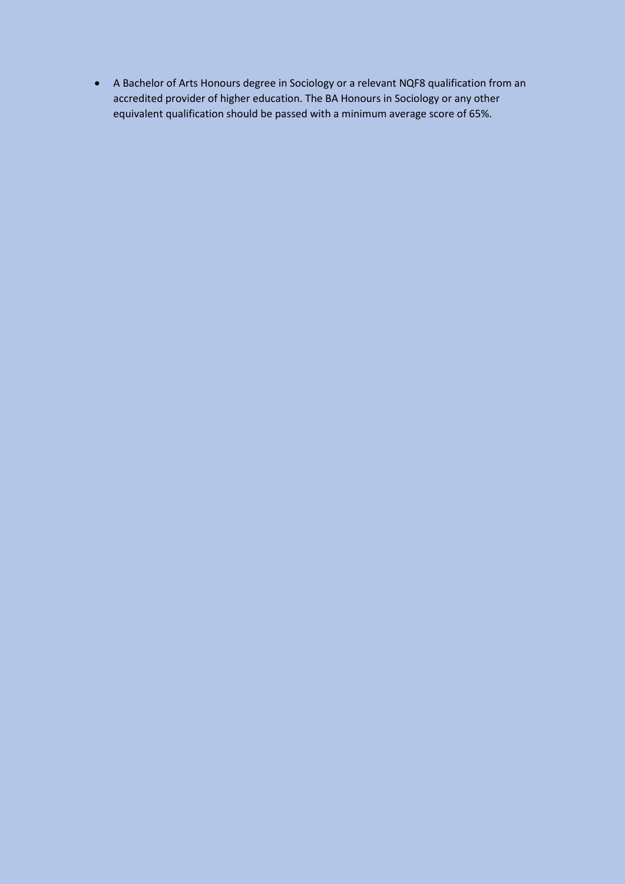- A Bachelor of Arts Honours degree in Sociology or a relevant NQF8 qualification from an accredited provider of higher education. The BA Honours in Sociology or any other equivalent qualification should be passed with a minimum average score of 65%.